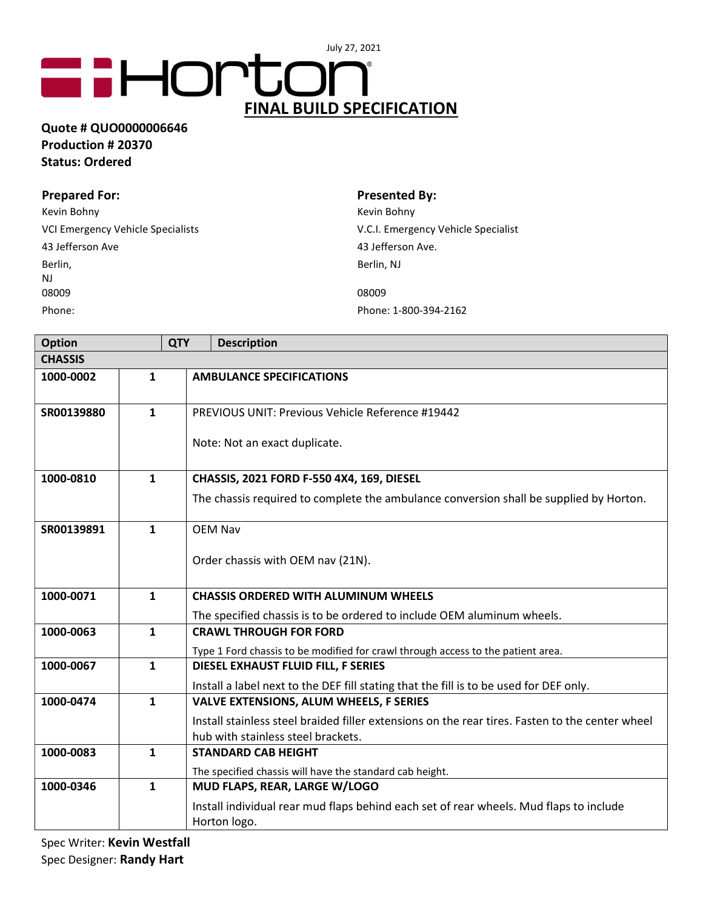July 27, 2021

Horton®

# FINAL BUILD SPECIFICATION

**Quote # QUO0000006646**
**Production # 20370**
**Status: Ordered**

**Prepared For:**
Kevin Bohny
VCI Emergency Vehicle Specialists
43 Jefferson Ave
Berlin,
NJ
08009
Phone:

**Presented By:**
Kevin Bohny
V.C.I. Emergency Vehicle Specialist
43 Jefferson Ave.
Berlin, NJ

08009
Phone: 1-800-394-2162

| Option | QTY | Description |
|---|---|---|
| **CHASSIS** | | |
| **1000-0002** | **1** | **AMBULANCE SPECIFICATIONS** |
| **SR00139880** | **1** | PREVIOUS UNIT: Previous Vehicle Reference #19442<br><br>Note: Not an exact duplicate. |
| **1000-0810** | **1** | **CHASSIS, 2021 FORD F-550 4X4, 169, DIESEL**<br>The chassis required to complete the ambulance conversion shall be supplied by Horton. |
| **SR00139891** | **1** | OEM Nav<br><br>Order chassis with OEM nav (21N). |
| **1000-0071** | **1** | **CHASSIS ORDERED WITH ALUMINUM WHEELS**<br>The specified chassis is to be ordered to include OEM aluminum wheels. |
| **1000-0063** | **1** | **CRAWL THROUGH FOR FORD**<br>Type 1 Ford chassis to be modified for crawl through access to the patient area. |
| **1000-0067** | **1** | **DIESEL EXHAUST FLUID FILL, F SERIES**<br>Install a label next to the DEF fill stating that the fill is to be used for DEF only. |
| **1000-0474** | **1** | **VALVE EXTENSIONS, ALUM WHEELS, F SERIES**<br>Install stainless steel braided filler extensions on the rear tires. Fasten to the center wheel hub with stainless steel brackets. |
| **1000-0083** | **1** | **STANDARD CAB HEIGHT**<br>The specified chassis will have the standard cab height. |
| **1000-0346** | **1** | **MUD FLAPS, REAR, LARGE W/LOGO**<br>Install individual rear mud flaps behind each set of rear wheels. Mud flaps to include Horton logo. |

Spec Writer: **Kevin Westfall**
Spec Designer: **Randy Hart**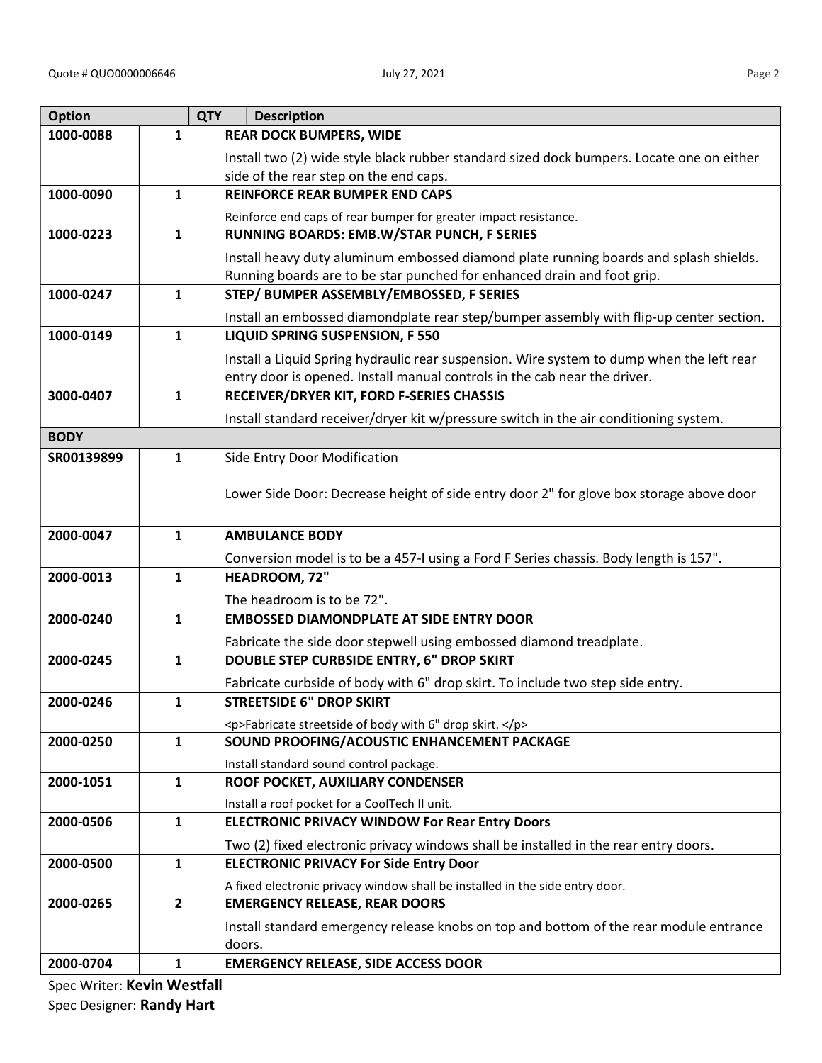| Option | QTY | Description |
|---|---|---|
| **1000-0088** | **1** | **REAR DOCK BUMPERS, WIDE**<br>Install two (2) wide style black rubber standard sized dock bumpers. Locate one on either side of the rear step on the end caps. |
| **1000-0090** | **1** | **REINFORCE REAR BUMPER END CAPS**<br>Reinforce end caps of rear bumper for greater impact resistance. |
| **1000-0223** | **1** | **RUNNING BOARDS: EMB.W/STAR PUNCH, F SERIES**<br>Install heavy duty aluminum embossed diamond plate running boards and splash shields. Running boards are to be star punched for enhanced drain and foot grip. |
| **1000-0247** | **1** | **STEP/ BUMPER ASSEMBLY/EMBOSSED, F SERIES**<br>Install an embossed diamondplate rear step/bumper assembly with flip-up center section. |
| **1000-0149** | **1** | **LIQUID SPRING SUSPENSION, F 550**<br>Install a Liquid Spring hydraulic rear suspension. Wire system to dump when the left rear entry door is opened. Install manual controls in the cab near the driver. |
| **3000-0407** | **1** | **RECEIVER/DRYER KIT, FORD F-SERIES CHASSIS**<br>Install standard receiver/dryer kit w/pressure switch in the air conditioning system. |
| **BODY** | | |
| **SR00139899** | **1** | Side Entry Door Modification<br><br>Lower Side Door: Decrease height of side entry door 2" for glove box storage above door |
| **2000-0047** | **1** | **AMBULANCE BODY**<br>Conversion model is to be a 457-I using a Ford F Series chassis. Body length is 157". |
| **2000-0013** | **1** | **HEADROOM, 72"**<br>The headroom is to be 72". |
| **2000-0240** | **1** | **EMBOSSED DIAMONDPLATE AT SIDE ENTRY DOOR**<br>Fabricate the side door stepwell using embossed diamond treadplate. |
| **2000-0245** | **1** | **DOUBLE STEP CURBSIDE ENTRY, 6" DROP SKIRT**<br>Fabricate curbside of body with 6" drop skirt. To include two step side entry. |
| **2000-0246** | **1** | **STREETSIDE 6" DROP SKIRT**<br><p>Fabricate streetside of body with 6" drop skirt. </p> |
| **2000-0250** | **1** | **SOUND PROOFING/ACOUSTIC ENHANCEMENT PACKAGE**<br>Install standard sound control package. |
| **2000-1051** | **1** | **ROOF POCKET, AUXILIARY CONDENSER**<br>Install a roof pocket for a CoolTech II unit. |
| **2000-0506** | **1** | **ELECTRONIC PRIVACY WINDOW For Rear Entry Doors**<br>Two (2) fixed electronic privacy windows shall be installed in the rear entry doors. |
| **2000-0500** | **1** | **ELECTRONIC PRIVACY For Side Entry Door**<br>A fixed electronic privacy window shall be installed in the side entry door. |
| **2000-0265** | **2** | **EMERGENCY RELEASE, REAR DOORS**<br>Install standard emergency release knobs on top and bottom of the rear module entrance doors. |
| **2000-0704** | **1** | **EMERGENCY RELEASE, SIDE ACCESS DOOR** |

Spec Writer: **Kevin Westfall**
Spec Designer: **Randy Hart**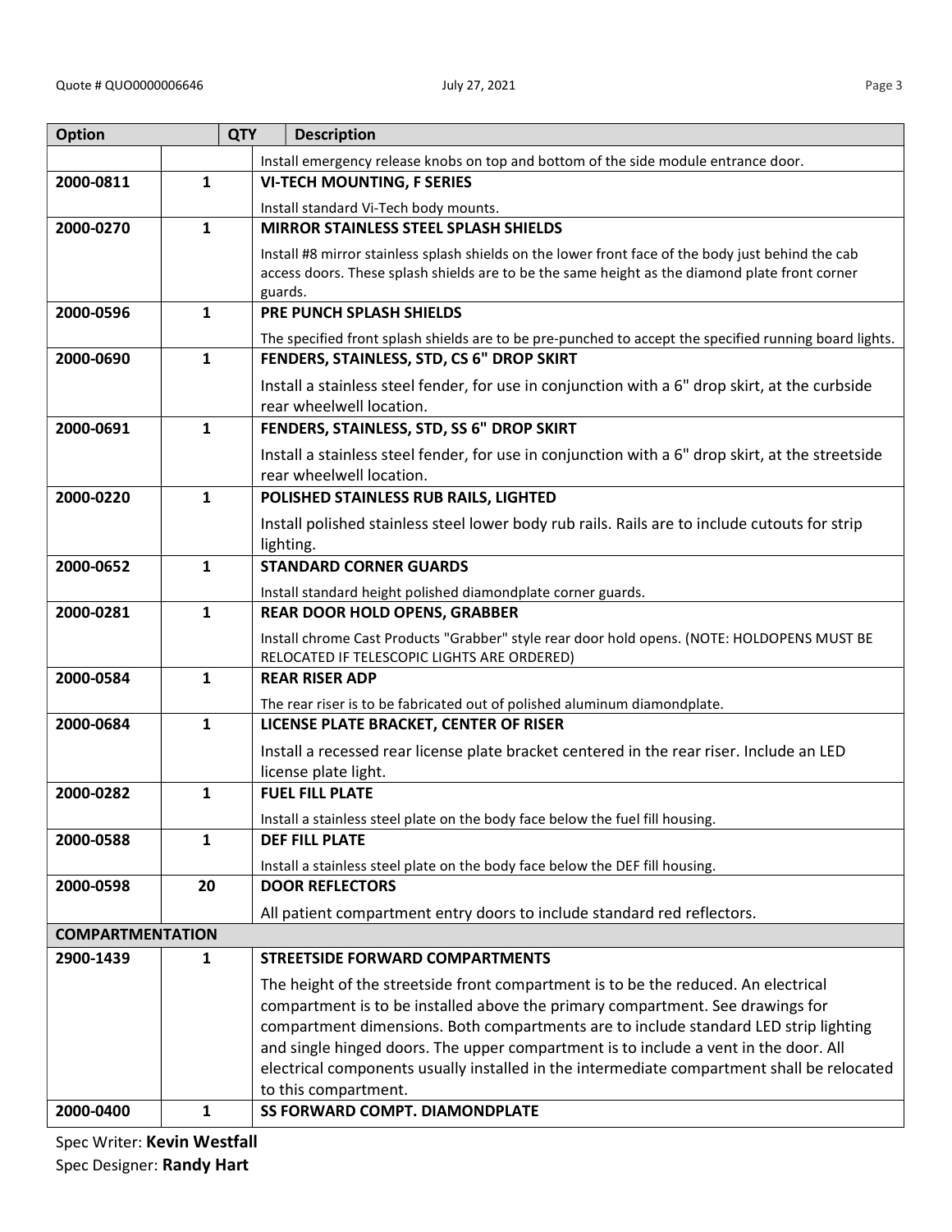| Option | QTY | Description |
|---|---|---|
| | | Install emergency release knobs on top and bottom of the side module entrance door. |
| 2000-0811 | 1 | **VI-TECH MOUNTING, F SERIES** |
| | | Install standard Vi-Tech body mounts. |
| 2000-0270 | 1 | **MIRROR STAINLESS STEEL SPLASH SHIELDS** |
| | | Install #8 mirror stainless splash shields on the lower front face of the body just behind the cab access doors. These splash shields are to be the same height as the diamond plate front corner guards. |
| 2000-0596 | 1 | **PRE PUNCH SPLASH SHIELDS** |
| | | The specified front splash shields are to be pre-punched to accept the specified running board lights. |
| 2000-0690 | 1 | **FENDERS, STAINLESS, STD, CS 6" DROP SKIRT** |
| | | Install a stainless steel fender, for use in conjunction with a 6" drop skirt, at the curbside rear wheelwell location. |
| 2000-0691 | 1 | **FENDERS, STAINLESS, STD, SS 6" DROP SKIRT** |
| | | Install a stainless steel fender, for use in conjunction with a 6" drop skirt, at the streetside rear wheelwell location. |
| 2000-0220 | 1 | **POLISHED STAINLESS RUB RAILS, LIGHTED** |
| | | Install polished stainless steel lower body rub rails. Rails are to include cutouts for strip lighting. |
| 2000-0652 | 1 | **STANDARD CORNER GUARDS** |
| | | Install standard height polished diamondplate corner guards. |
| 2000-0281 | 1 | **REAR DOOR HOLD OPENS, GRABBER** |
| | | Install chrome Cast Products "Grabber" style rear door hold opens. (NOTE: HOLDOPENS MUST BE RELOCATED IF TELESCOPIC LIGHTS ARE ORDERED) |
| 2000-0584 | 1 | **REAR RISER ADP** |
| | | The rear riser is to be fabricated out of polished aluminum diamondplate. |
| 2000-0684 | 1 | **LICENSE PLATE BRACKET, CENTER OF RISER** |
| | | Install a recessed rear license plate bracket centered in the rear riser. Include an LED license plate light. |
| 2000-0282 | 1 | **FUEL FILL PLATE** |
| | | Install a stainless steel plate on the body face below the fuel fill housing. |
| 2000-0588 | 1 | **DEF FILL PLATE** |
| | | Install a stainless steel plate on the body face below the DEF fill housing. |
| 2000-0598 | 20 | **DOOR REFLECTORS** |
| | | All patient compartment entry doors to include standard red reflectors. |
| **COMPARTMENTATION** | | |
| 2900-1439 | 1 | **STREETSIDE FORWARD COMPARTMENTS** |
| | | The height of the streetside front compartment is to be the reduced. An electrical compartment is to be installed above the primary compartment. See drawings for compartment dimensions. Both compartments are to include standard LED strip lighting and single hinged doors. The upper compartment is to include a vent in the door. All electrical components usually installed in the intermediate compartment shall be relocated to this compartment. |
| 2000-0400 | 1 | **SS FORWARD COMPT. DIAMONDPLATE** |

Spec Writer: **Kevin Westfall**
Spec Designer: **Randy Hart**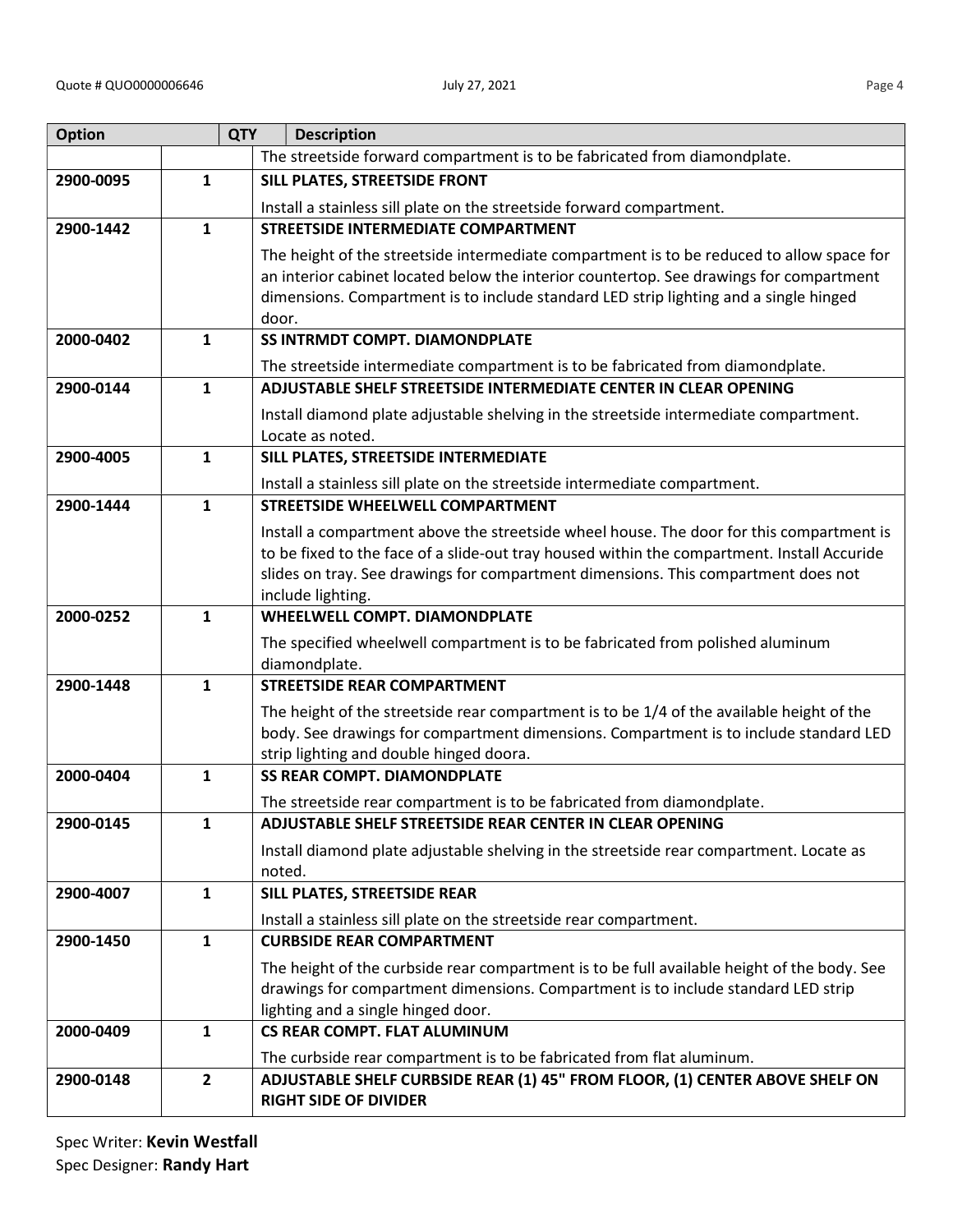| Option | QTY | Description |
|---|---|---|
| | | The streetside forward compartment is to be fabricated from diamondplate. |
| 2900-0095 | 1 | **SILL PLATES, STREETSIDE FRONT**<br>Install a stainless sill plate on the streetside forward compartment. |
| 2900-1442 | 1 | **STREETSIDE INTERMEDIATE COMPARTMENT**<br>The height of the streetside intermediate compartment is to be reduced to allow space for an interior cabinet located below the interior countertop. See drawings for compartment dimensions. Compartment is to include standard LED strip lighting and a single hinged door. |
| 2000-0402 | 1 | **SS INTRMDT COMPT. DIAMONDPLATE**<br>The streetside intermediate compartment is to be fabricated from diamondplate. |
| 2900-0144 | 1 | **ADJUSTABLE SHELF STREETSIDE INTERMEDIATE CENTER IN CLEAR OPENING**<br>Install diamond plate adjustable shelving in the streetside intermediate compartment. Locate as noted. |
| 2900-4005 | 1 | **SILL PLATES, STREETSIDE INTERMEDIATE**<br>Install a stainless sill plate on the streetside intermediate compartment. |
| 2900-1444 | 1 | **STREETSIDE WHEELWELL COMPARTMENT**<br>Install a compartment above the streetside wheel house. The door for this compartment is to be fixed to the face of a slide-out tray housed within the compartment. Install Accuride slides on tray. See drawings for compartment dimensions. This compartment does not include lighting. |
| 2000-0252 | 1 | **WHEELWELL COMPT. DIAMONDPLATE**<br>The specified wheelwell compartment is to be fabricated from polished aluminum diamondplate. |
| 2900-1448 | 1 | **STREETSIDE REAR COMPARTMENT**<br>The height of the streetside rear compartment is to be 1/4 of the available height of the body. See drawings for compartment dimensions. Compartment is to include standard LED strip lighting and double hinged doora. |
| 2000-0404 | 1 | **SS REAR COMPT. DIAMONDPLATE**<br>The streetside rear compartment is to be fabricated from diamondplate. |
| 2900-0145 | 1 | **ADJUSTABLE SHELF STREETSIDE REAR CENTER IN CLEAR OPENING**<br>Install diamond plate adjustable shelving in the streetside rear compartment. Locate as noted. |
| 2900-4007 | 1 | **SILL PLATES, STREETSIDE REAR**<br>Install a stainless sill plate on the streetside rear compartment. |
| 2900-1450 | 1 | **CURBSIDE REAR COMPARTMENT**<br>The height of the curbside rear compartment is to be full available height of the body. See drawings for compartment dimensions. Compartment is to include standard LED strip lighting and a single hinged door. |
| 2000-0409 | 1 | **CS REAR COMPT. FLAT ALUMINUM**<br>The curbside rear compartment is to be fabricated from flat aluminum. |
| 2900-0148 | 2 | **ADJUSTABLE SHELF CURBSIDE REAR (1) 45" FROM FLOOR, (1) CENTER ABOVE SHELF ON RIGHT SIDE OF DIVIDER** |

Spec Writer: **Kevin Westfall**
Spec Designer: **Randy Hart**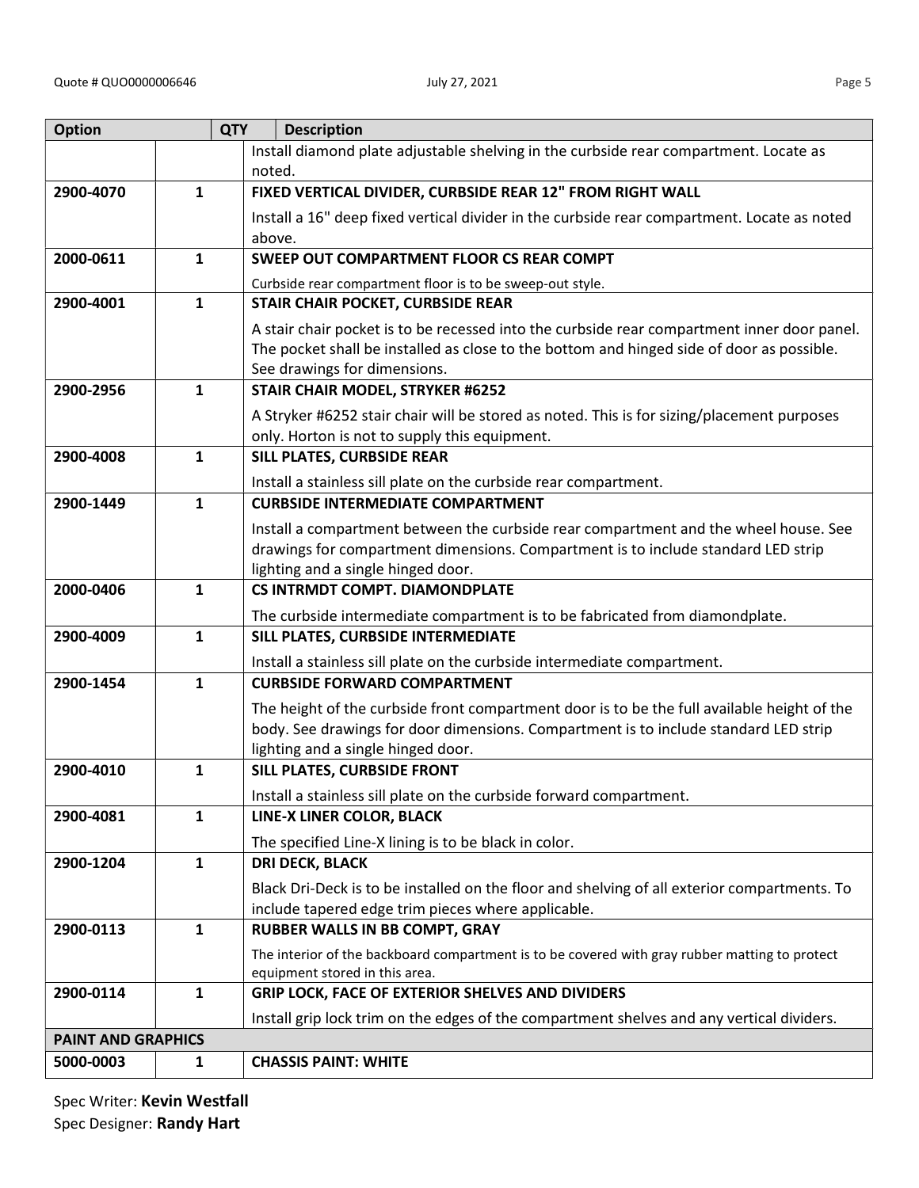| Option | QTY | Description |
| --- | --- | --- |
| | | Install diamond plate adjustable shelving in the curbside rear compartment. Locate as noted. |
| 2900-4070 | 1 | **FIXED VERTICAL DIVIDER, CURBSIDE REAR 12" FROM RIGHT WALL** |
| | | Install a 16" deep fixed vertical divider in the curbside rear compartment. Locate as noted above. |
| 2000-0611 | 1 | **SWEEP OUT COMPARTMENT FLOOR CS REAR COMPT** |
| | | Curbside rear compartment floor is to be sweep-out style. |
| 2900-4001 | 1 | **STAIR CHAIR POCKET, CURBSIDE REAR** |
| | | A stair chair pocket is to be recessed into the curbside rear compartment inner door panel. The pocket shall be installed as close to the bottom and hinged side of door as possible. See drawings for dimensions. |
| 2900-2956 | 1 | **STAIR CHAIR MODEL, STRYKER #6252** |
| | | A Stryker #6252 stair chair will be stored as noted. This is for sizing/placement purposes only. Horton is not to supply this equipment. |
| 2900-4008 | 1 | **SILL PLATES, CURBSIDE REAR** |
| | | Install a stainless sill plate on the curbside rear compartment. |
| 2900-1449 | 1 | **CURBSIDE INTERMEDIATE COMPARTMENT** |
| | | Install a compartment between the curbside rear compartment and the wheel house. See drawings for compartment dimensions. Compartment is to include standard LED strip lighting and a single hinged door. |
| 2000-0406 | 1 | **CS INTRMDT COMPT. DIAMONDPLATE** |
| | | The curbside intermediate compartment is to be fabricated from diamondplate. |
| 2900-4009 | 1 | **SILL PLATES, CURBSIDE INTERMEDIATE** |
| | | Install a stainless sill plate on the curbside intermediate compartment. |
| 2900-1454 | 1 | **CURBSIDE FORWARD COMPARTMENT** |
| | | The height of the curbside front compartment door is to be the full available height of the body. See drawings for door dimensions. Compartment is to include standard LED strip lighting and a single hinged door. |
| 2900-4010 | 1 | **SILL PLATES, CURBSIDE FRONT** |
| | | Install a stainless sill plate on the curbside forward compartment. |
| 2900-4081 | 1 | **LINE-X LINER COLOR, BLACK** |
| | | The specified Line-X lining is to be black in color. |
| 2900-1204 | 1 | **DRI DECK, BLACK** |
| | | Black Dri-Deck is to be installed on the floor and shelving of all exterior compartments. To include tapered edge trim pieces where applicable. |
| 2900-0113 | 1 | **RUBBER WALLS IN BB COMPT, GRAY** |
| | | The interior of the backboard compartment is to be covered with gray rubber matting to protect equipment stored in this area. |
| 2900-0114 | 1 | **GRIP LOCK, FACE OF EXTERIOR SHELVES AND DIVIDERS** |
| | | Install grip lock trim on the edges of the compartment shelves and any vertical dividers. |
| **PAINT AND GRAPHICS** | | |
| 5000-0003 | 1 | **CHASSIS PAINT: WHITE** |

Spec Writer: **Kevin Westfall**
Spec Designer: **Randy Hart**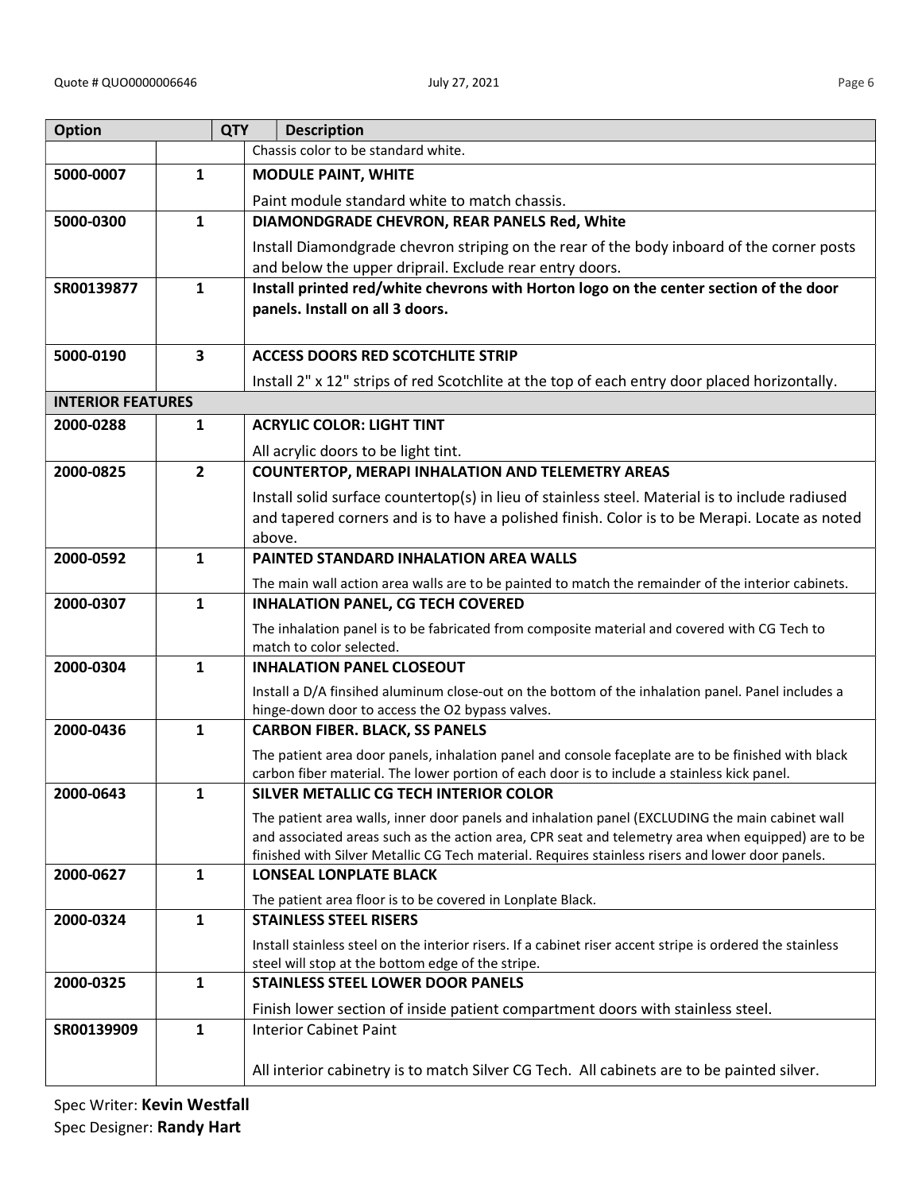| Option | QTY | Description |
|---|---|---|
| | | Chassis color to be standard white. |
| 5000-0007 | 1 | **MODULE PAINT, WHITE**<br>Paint module standard white to match chassis. |
| 5000-0300 | 1 | **DIAMONDGRADE CHEVRON, REAR PANELS Red, White**<br>Install Diamondgrade chevron striping on the rear of the body inboard of the corner posts and below the upper dripriail. Exclude rear entry doors. |
| SR00139877 | 1 | **Install printed red/white chevrons with Horton logo on the center section of the door panels. Install on all 3 doors.** |
| 5000-0190 | 3 | **ACCESS DOORS RED SCOTCHLITE STRIP**<br>Install 2" x 12" strips of red Scotchlite at the top of each entry door placed horizontally. |
| **INTERIOR FEATURES** | | |
| 2000-0288 | 1 | **ACRYLIC COLOR: LIGHT TINT**<br>All acrylic doors to be light tint. |
| 2000-0825 | 2 | **COUNTERTOP, MERAPI INHALATION AND TELEMETRY AREAS**<br>Install solid surface countertop(s) in lieu of stainless steel. Material is to include radiused and tapered corners and is to have a polished finish. Color is to be Merapi. Locate as noted above. |
| 2000-0592 | 1 | **PAINTED STANDARD INHALATION AREA WALLS**<br>The main wall action area walls are to be painted to match the remainder of the interior cabinets. |
| 2000-0307 | 1 | **INHALATION PANEL, CG TECH COVERED**<br>The inhalation panel is to be fabricated from composite material and covered with CG Tech to match to color selected. |
| 2000-0304 | 1 | **INHALATION PANEL CLOSEOUT**<br>Install a D/A finsihed aluminum close-out on the bottom of the inhalation panel. Panel includes a hinge-down door to access the O2 bypass valves. |
| 2000-0436 | 1 | **CARBON FIBER. BLACK, SS PANELS**<br>The patient area door panels, inhalation panel and console faceplate are to be finished with black carbon fiber material. The lower portion of each door is to include a stainless kick panel. |
| 2000-0643 | 1 | **SILVER METALLIC CG TECH INTERIOR COLOR**<br>The patient area walls, inner door panels and inhalation panel (EXCLUDING the main cabinet wall and associated areas such as the action area, CPR seat and telemetry area when equipped) are to be finished with Silver Metallic CG Tech material. Requires stainless risers and lower door panels. |
| 2000-0627 | 1 | **LONSEAL LONPLATE BLACK**<br>The patient area floor is to be covered in Lonplate Black. |
| 2000-0324 | 1 | **STAINLESS STEEL RISERS**<br>Install stainless steel on the interior risers. If a cabinet riser accent stripe is ordered the stainless steel will stop at the bottom edge of the stripe. |
| 2000-0325 | 1 | **STAINLESS STEEL LOWER DOOR PANELS**<br>Finish lower section of inside patient compartment doors with stainless steel. |
| SR00139909 | 1 | Interior Cabinet Paint<br>All interior cabinetry is to match Silver CG Tech. All cabinets are to be painted silver. |

Spec Writer: **Kevin Westfall**
Spec Designer: **Randy Hart**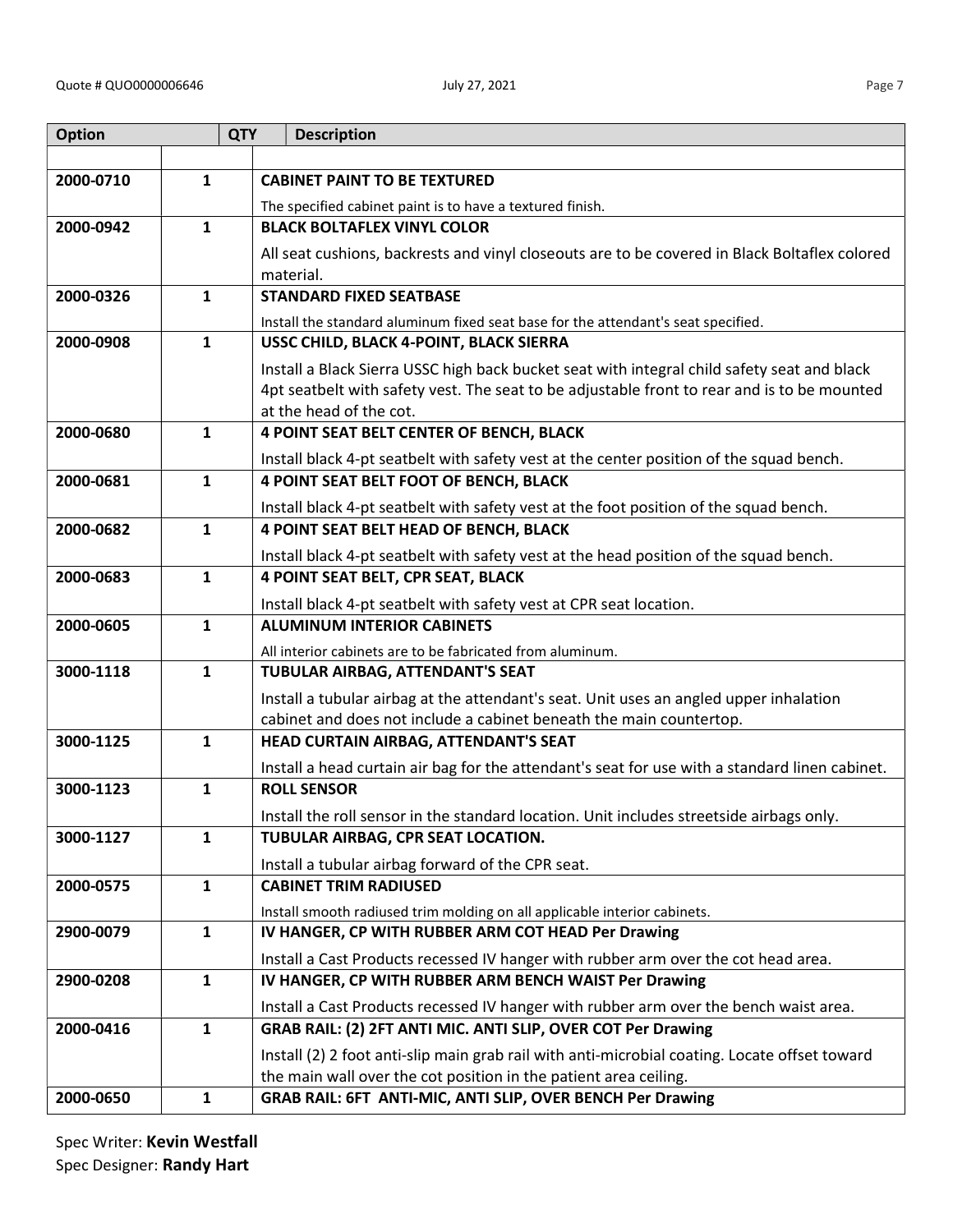| Option | QTY | Description |
|---|---|---|
| | | |
| 2000-0710 | 1 | **CABINET PAINT TO BE TEXTURED**<br>The specified cabinet paint is to have a textured finish. |
| 2000-0942 | 1 | **BLACK BOLTAFLEX VINYL COLOR**<br>All seat cushions, backrests and vinyl closeouts are to be covered in Black Boltaflex colored material. |
| 2000-0326 | 1 | **STANDARD FIXED SEATBASE**<br>Install the standard aluminum fixed seat base for the attendant's seat specified. |
| 2000-0908 | 1 | **USSC CHILD, BLACK 4-POINT, BLACK SIERRA**<br>Install a Black Sierra USSC high back bucket seat with integral child safety seat and black 4pt seatbelt with safety vest. The seat to be adjustable front to rear and is to be mounted at the head of the cot. |
| 2000-0680 | 1 | **4 POINT SEAT BELT CENTER OF BENCH, BLACK**<br>Install black 4-pt seatbelt with safety vest at the center position of the squad bench. |
| 2000-0681 | 1 | **4 POINT SEAT BELT FOOT OF BENCH, BLACK**<br>Install black 4-pt seatbelt with safety vest at the foot position of the squad bench. |
| 2000-0682 | 1 | **4 POINT SEAT BELT HEAD OF BENCH, BLACK**<br>Install black 4-pt seatbelt with safety vest at the head position of the squad bench. |
| 2000-0683 | 1 | **4 POINT SEAT BELT, CPR SEAT, BLACK**<br>Install black 4-pt seatbelt with safety vest at CPR seat location. |
| 2000-0605 | 1 | **ALUMINUM INTERIOR CABINETS**<br>All interior cabinets are to be fabricated from aluminum. |
| 3000-1118 | 1 | **TUBULAR AIRBAG, ATTENDANT'S SEAT**<br>Install a tubular airbag at the attendant's seat. Unit uses an angled upper inhalation cabinet and does not include a cabinet beneath the main countertop. |
| 3000-1125 | 1 | **HEAD CURTAIN AIRBAG, ATTENDANT'S SEAT**<br>Install a head curtain air bag for the attendant's seat for use with a standard linen cabinet. |
| 3000-1123 | 1 | **ROLL SENSOR**<br>Install the roll sensor in the standard location. Unit includes streetside airbags only. |
| 3000-1127 | 1 | **TUBULAR AIRBAG, CPR SEAT LOCATION.**<br>Install a tubular airbag forward of the CPR seat. |
| 2000-0575 | 1 | **CABINET TRIM RADIUSED**<br>Install smooth radiused trim molding on all applicable interior cabinets. |
| 2900-0079 | 1 | **IV HANGER, CP WITH RUBBER ARM COT HEAD Per Drawing**<br>Install a Cast Products recessed IV hanger with rubber arm over the cot head area. |
| 2900-0208 | 1 | **IV HANGER, CP WITH RUBBER ARM BENCH WAIST Per Drawing**<br>Install a Cast Products recessed IV hanger with rubber arm over the bench waist area. |
| 2000-0416 | 1 | **GRAB RAIL: (2) 2FT ANTI MIC. ANTI SLIP, OVER COT Per Drawing**<br>Install (2) 2 foot anti-slip main grab rail with anti-microbial coating. Locate offset toward the main wall over the cot position in the patient area ceiling. |
| 2000-0650 | 1 | **GRAB RAIL: 6FT ANTI-MIC, ANTI SLIP, OVER BENCH Per Drawing** |

Spec Writer: **Kevin Westfall**
Spec Designer: **Randy Hart**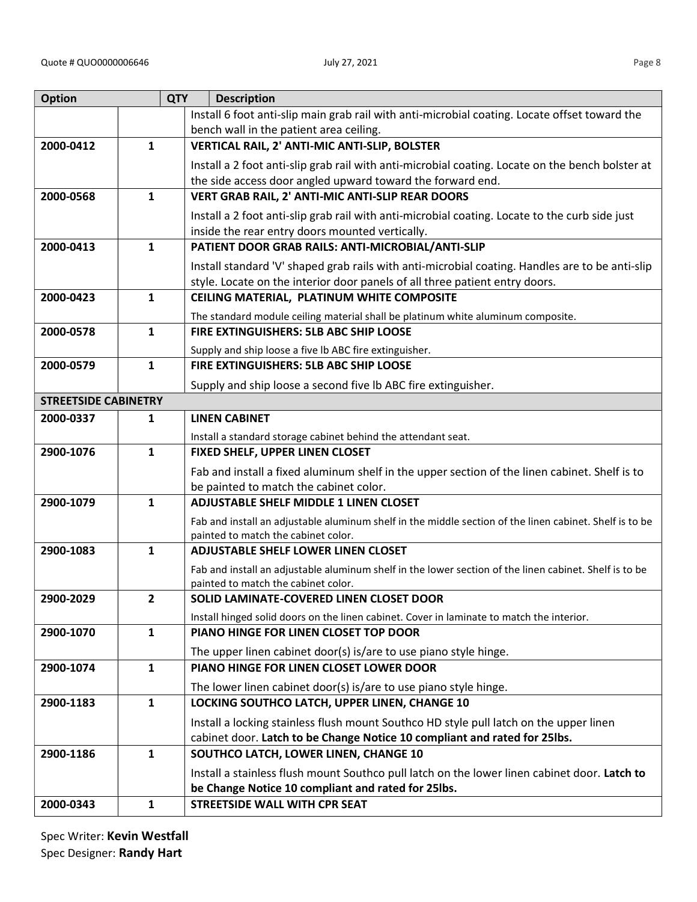| Option | QTY | Description |
|---|---|---|
| | | Install 6 foot anti-slip main grab rail with anti-microbial coating. Locate offset toward the bench wall in the patient area ceiling. |
| 2000-0412 | 1 | **VERTICAL RAIL, 2' ANTI-MIC ANTI-SLIP, BOLSTER** |
| | | Install a 2 foot anti-slip grab rail with anti-microbial coating. Locate on the bench bolster at the side access door angled upward toward the forward end. |
| 2000-0568 | 1 | **VERT GRAB RAIL, 2' ANTI-MIC ANTI-SLIP REAR DOORS** |
| | | Install a 2 foot anti-slip grab rail with anti-microbial coating. Locate to the curb side just inside the rear entry doors mounted vertically. |
| 2000-0413 | 1 | **PATIENT DOOR GRAB RAILS: ANTI-MICROBIAL/ANTI-SLIP** |
| | | Install standard 'V' shaped grab rails with anti-microbial coating. Handles are to be anti-slip style. Locate on the interior door panels of all three patient entry doors. |
| 2000-0423 | 1 | **CEILING MATERIAL, PLATINUM WHITE COMPOSITE** |
| | | The standard module ceiling material shall be platinum white aluminum composite. |
| 2000-0578 | 1 | **FIRE EXTINGUISHERS: 5LB ABC SHIP LOOSE** |
| | | Supply and ship loose a five lb ABC fire extinguisher. |
| 2000-0579 | 1 | **FIRE EXTINGUISHERS: 5LB ABC SHIP LOOSE** |
| | | Supply and ship loose a second five lb ABC fire extinguisher. |
| **STREETSIDE CABINETRY** | | |
| 2000-0337 | 1 | **LINEN CABINET** |
| | | Install a standard storage cabinet behind the attendant seat. |
| 2900-1076 | 1 | **FIXED SHELF, UPPER LINEN CLOSET** |
| | | Fab and install a fixed aluminum shelf in the upper section of the linen cabinet. Shelf is to be painted to match the cabinet color. |
| 2900-1079 | 1 | **ADJUSTABLE SHELF MIDDLE 1 LINEN CLOSET** |
| | | Fab and install an adjustable aluminum shelf in the middle section of the linen cabinet. Shelf is to be painted to match the cabinet color. |
| 2900-1083 | 1 | **ADJUSTABLE SHELF LOWER LINEN CLOSET** |
| | | Fab and install an adjustable aluminum shelf in the lower section of the linen cabinet. Shelf is to be painted to match the cabinet color. |
| 2900-2029 | 2 | **SOLID LAMINATE-COVERED LINEN CLOSET DOOR** |
| | | Install hinged solid doors on the linen cabinet. Cover in laminate to match the interior. |
| 2900-1070 | 1 | **PIANO HINGE FOR LINEN CLOSET TOP DOOR** |
| | | The upper linen cabinet door(s) is/are to use piano style hinge. |
| 2900-1074 | 1 | **PIANO HINGE FOR LINEN CLOSET LOWER DOOR** |
| | | The lower linen cabinet door(s) is/are to use piano style hinge. |
| 2900-1183 | 1 | **LOCKING SOUTHCO LATCH, UPPER LINEN, CHANGE 10** |
| | | Install a locking stainless flush mount Southco HD style pull latch on the upper linen cabinet door. **Latch to be Change Notice 10 compliant and rated for 25lbs.** |
| 2900-1186 | 1 | **SOUTHCO LATCH, LOWER LINEN, CHANGE 10** |
| | | Install a stainless flush mount Southco pull latch on the lower linen cabinet door. **Latch to be Change Notice 10 compliant and rated for 25lbs.** |
| 2000-0343 | 1 | **STREETSIDE WALL WITH CPR SEAT** |

Spec Writer: **Kevin Westfall**
Spec Designer: **Randy Hart**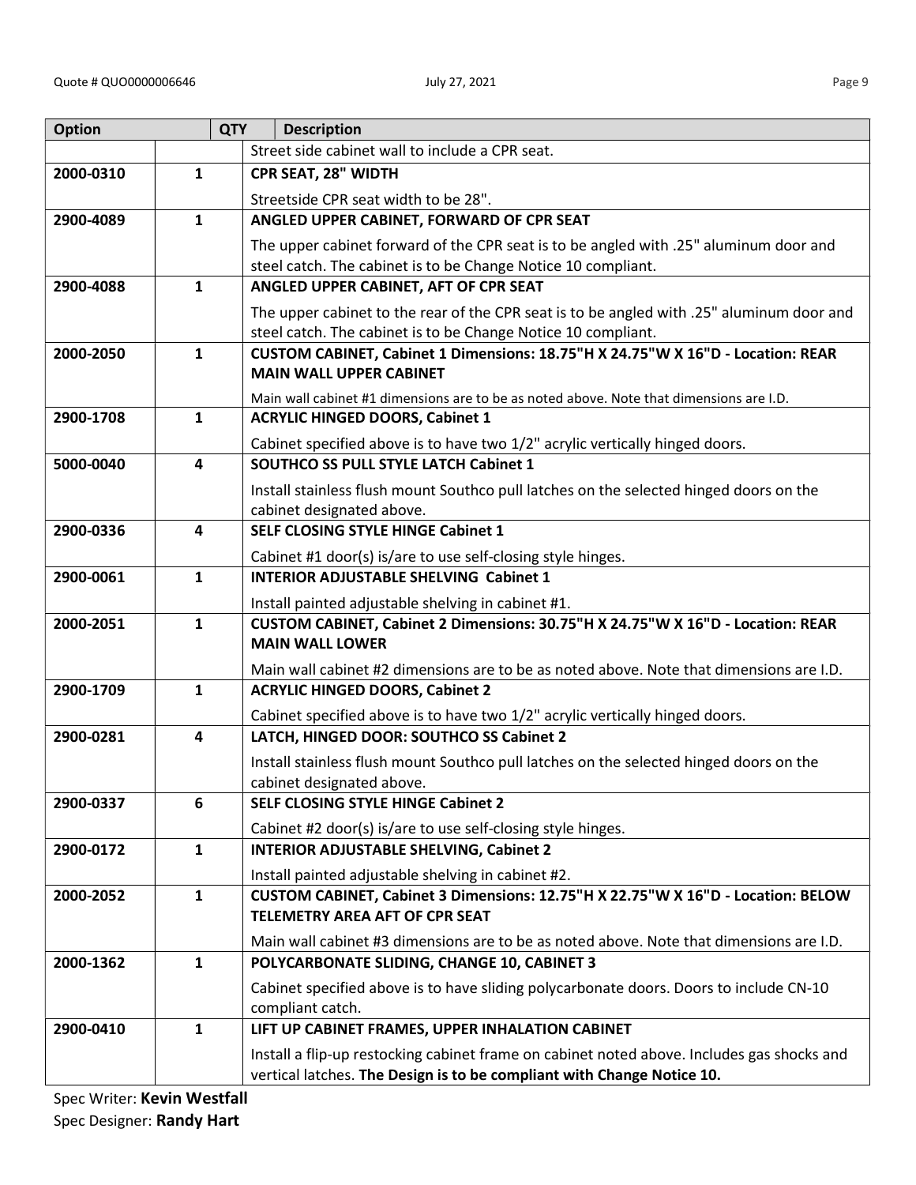| Option | QTY | Description |
|---|---|---|
| | | Street side cabinet wall to include a CPR seat. |
| 2000-0310 | 1 | **CPR SEAT, 28" WIDTH**<br>Streetside CPR seat width to be 28". |
| 2900-4089 | 1 | **ANGLED UPPER CABINET, FORWARD OF CPR SEAT**<br>The upper cabinet forward of the CPR seat is to be angled with .25" aluminum door and steel catch. The cabinet is to be Change Notice 10 compliant. |
| 2900-4088 | 1 | **ANGLED UPPER CABINET, AFT OF CPR SEAT**<br>The upper cabinet to the rear of the CPR seat is to be angled with .25" aluminum door and steel catch. The cabinet is to be Change Notice 10 compliant. |
| 2000-2050 | 1 | **CUSTOM CABINET, Cabinet 1 Dimensions: 18.75"H X 24.75"W X 16"D - Location: REAR MAIN WALL UPPER CABINET**<br>Main wall cabinet #1 dimensions are to be as noted above. Note that dimensions are I.D. |
| 2900-1708 | 1 | **ACRYLIC HINGED DOORS, Cabinet 1**<br>Cabinet specified above is to have two 1/2" acrylic vertically hinged doors. |
| 5000-0040 | 4 | **SOUTHCO SS PULL STYLE LATCH Cabinet 1**<br>Install stainless flush mount Southco pull latches on the selected hinged doors on the cabinet designated above. |
| 2900-0336 | 4 | **SELF CLOSING STYLE HINGE Cabinet 1**<br>Cabinet #1 door(s) is/are to use self-closing style hinges. |
| 2900-0061 | 1 | **INTERIOR ADJUSTABLE SHELVING Cabinet 1**<br>Install painted adjustable shelving in cabinet #1. |
| 2000-2051 | 1 | **CUSTOM CABINET, Cabinet 2 Dimensions: 30.75"H X 24.75"W X 16"D - Location: REAR MAIN WALL LOWER**<br>Main wall cabinet #2 dimensions are to be as noted above. Note that dimensions are I.D. |
| 2900-1709 | 1 | **ACRYLIC HINGED DOORS, Cabinet 2**<br>Cabinet specified above is to have two 1/2" acrylic vertically hinged doors. |
| 2900-0281 | 4 | **LATCH, HINGED DOOR: SOUTHCO SS Cabinet 2**<br>Install stainless flush mount Southco pull latches on the selected hinged doors on the cabinet designated above. |
| 2900-0337 | 6 | **SELF CLOSING STYLE HINGE Cabinet 2**<br>Cabinet #2 door(s) is/are to use self-closing style hinges. |
| 2900-0172 | 1 | **INTERIOR ADJUSTABLE SHELVING, Cabinet 2**<br>Install painted adjustable shelving in cabinet #2. |
| 2000-2052 | 1 | **CUSTOM CABINET, Cabinet 3 Dimensions: 12.75"H X 22.75"W X 16"D - Location: BELOW TELEMETRY AREA AFT OF CPR SEAT**<br>Main wall cabinet #3 dimensions are to be as noted above. Note that dimensions are I.D. |
| 2000-1362 | 1 | **POLYCARBONATE SLIDING, CHANGE 10, CABINET 3**<br>Cabinet specified above is to have sliding polycarbonate doors. Doors to include CN-10 compliant catch. |
| 2900-0410 | 1 | **LIFT UP CABINET FRAMES, UPPER INHALATION CABINET**<br>Install a flip-up restocking cabinet frame on cabinet noted above. Includes gas shocks and vertical latches. **The Design is to be compliant with Change Notice 10.** |

Spec Writer: **Kevin Westfall**
Spec Designer: **Randy Hart**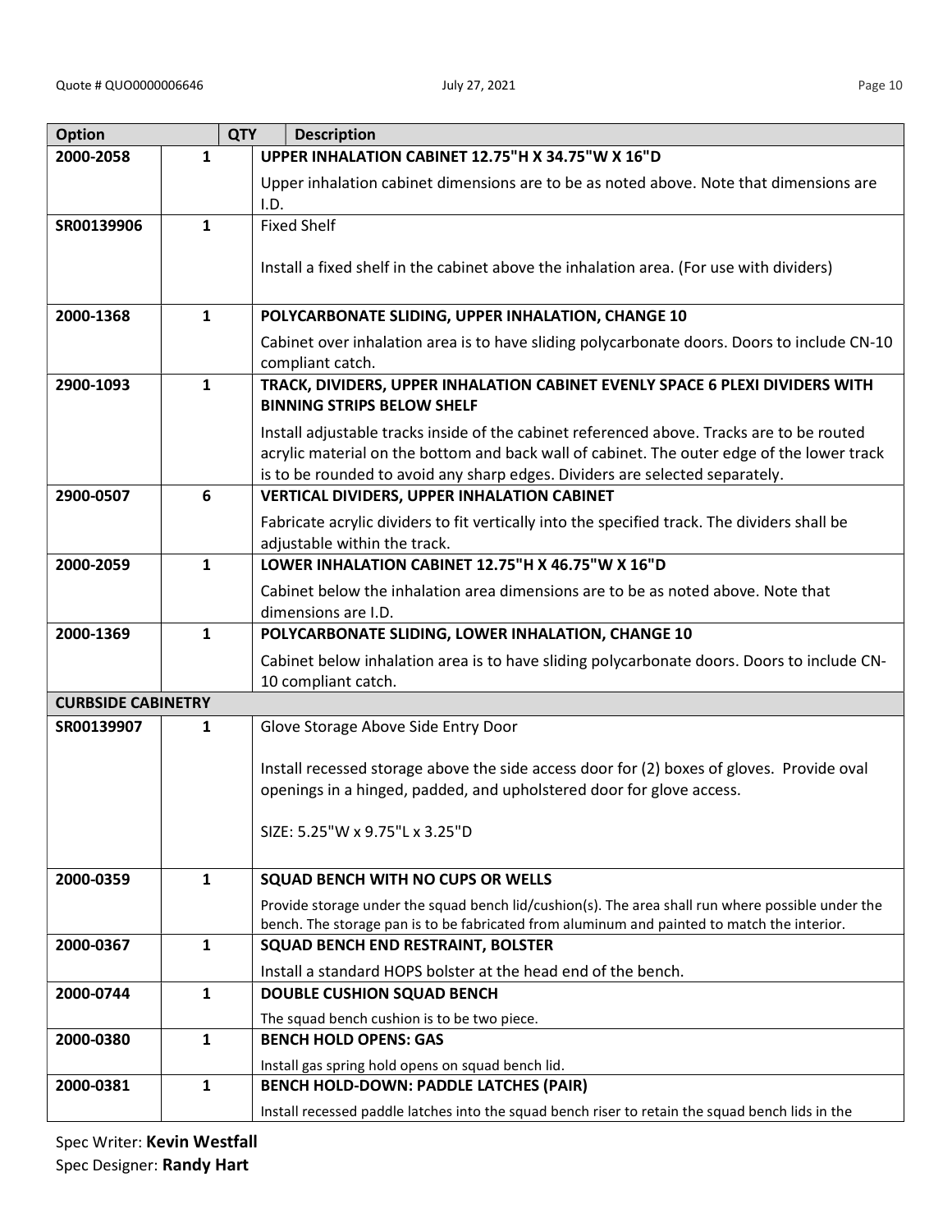| Option | QTY | Description |
|---|---|---|
| 2000-2058 | 1 | **UPPER INHALATION CABINET 12.75"H X 34.75"W X 16"D**<br><br>Upper inhalation cabinet dimensions are to be as noted above. Note that dimensions are I.D. |
| SR00139906 | 1 | Fixed Shelf<br><br>Install a fixed shelf in the cabinet above the inhalation area. (For use with dividers) |
| 2000-1368 | 1 | **POLYCARBONATE SLIDING, UPPER INHALATION, CHANGE 10**<br><br>Cabinet over inhalation area is to have sliding polycarbonate doors. Doors to include CN-10 compliant catch. |
| 2900-1093 | 1 | **TRACK, DIVIDERS, UPPER INHALATION CABINET EVENLY SPACE 6 PLEXI DIVIDERS WITH BINNING STRIPS BELOW SHELF**<br><br>Install adjustable tracks inside of the cabinet referenced above. Tracks are to be routed acrylic material on the bottom and back wall of cabinet. The outer edge of the lower track is to be rounded to avoid any sharp edges. Dividers are selected separately. |
| 2900-0507 | 6 | **VERTICAL DIVIDERS, UPPER INHALATION CABINET**<br><br>Fabricate acrylic dividers to fit vertically into the specified track. The dividers shall be adjustable within the track. |
| 2000-2059 | 1 | **LOWER INHALATION CABINET 12.75"H X 46.75"W X 16"D**<br><br>Cabinet below the inhalation area dimensions are to be as noted above. Note that dimensions are I.D. |
| 2000-1369 | 1 | **POLYCARBONATE SLIDING, LOWER INHALATION, CHANGE 10**<br><br>Cabinet below inhalation area is to have sliding polycarbonate doors. Doors to include CN-10 compliant catch. |
| **CURBSIDE CABINETRY** | | |
| SR00139907 | 1 | Glove Storage Above Side Entry Door<br><br>Install recessed storage above the side access door for (2) boxes of gloves. Provide oval openings in a hinged, padded, and upholstered door for glove access.<br><br>SIZE: 5.25"W x 9.75"L x 3.25"D |
| 2000-0359 | 1 | **SQUAD BENCH WITH NO CUPS OR WELLS**<br><br>Provide storage under the squad bench lid/cushion(s). The area shall run where possible under the bench. The storage pan is to be fabricated from aluminum and painted to match the interior. |
| 2000-0367 | 1 | **SQUAD BENCH END RESTRAINT, BOLSTER**<br><br>Install a standard HOPS bolster at the head end of the bench. |
| 2000-0744 | 1 | **DOUBLE CUSHION SQUAD BENCH**<br><br>The squad bench cushion is to be two piece. |
| 2000-0380 | 1 | **BENCH HOLD OPENS: GAS**<br><br>Install gas spring hold opens on squad bench lid. |
| 2000-0381 | 1 | **BENCH HOLD-DOWN: PADDLE LATCHES (PAIR)**<br><br>Install recessed paddle latches into the squad bench riser to retain the squad bench lids in the |

Spec Writer: **Kevin Westfall**
Spec Designer: **Randy Hart**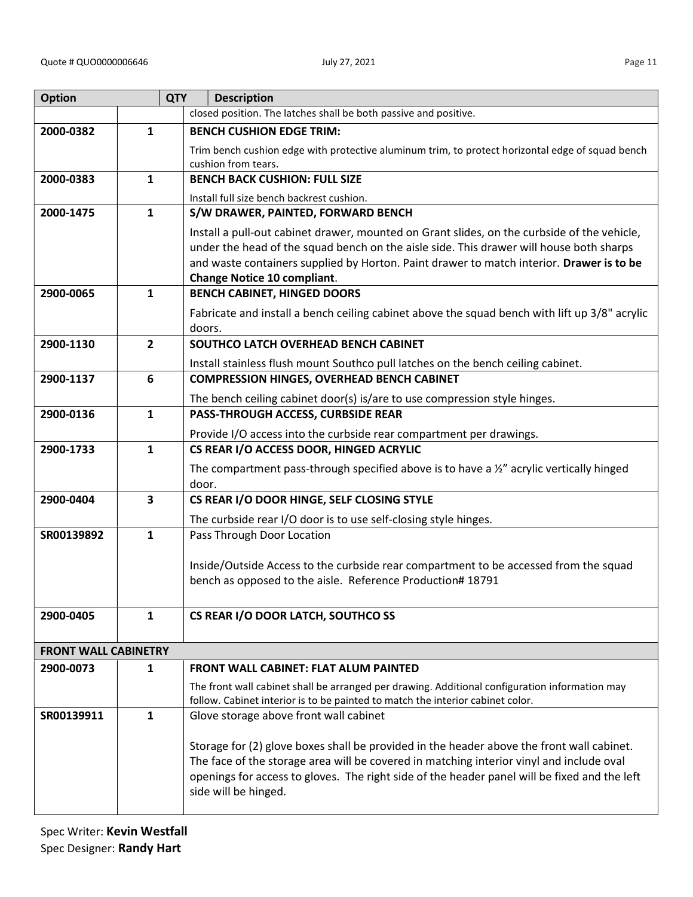| Option | QTY | Description |
|---|---|---|
| | | closed position. The latches shall be both passive and positive. |
| 2000-0382 | 1 | **BENCH CUSHION EDGE TRIM:**<br>Trim bench cushion edge with protective aluminum trim, to protect horizontal edge of squad bench cushion from tears. |
| 2000-0383 | 1 | **BENCH BACK CUSHION: FULL SIZE**<br>Install full size bench backrest cushion. |
| 2000-1475 | 1 | **S/W DRAWER, PAINTED, FORWARD BENCH**<br>Install a pull-out cabinet drawer, mounted on Grant slides, on the curbside of the vehicle, under the head of the squad bench on the aisle side. This drawer will house both sharps and waste containers supplied by Horton. Paint drawer to match interior. **Drawer is to be Change Notice 10 compliant**. |
| 2900-0065 | 1 | **BENCH CABINET, HINGED DOORS**<br>Fabricate and install a bench ceiling cabinet above the squad bench with lift up 3/8" acrylic doors. |
| 2900-1130 | 2 | **SOUTHCO LATCH OVERHEAD BENCH CABINET**<br>Install stainless flush mount Southco pull latches on the bench ceiling cabinet. |
| 2900-1137 | 6 | **COMPRESSION HINGES, OVERHEAD BENCH CABINET**<br>The bench ceiling cabinet door(s) is/are to use compression style hinges. |
| 2900-0136 | 1 | **PASS-THROUGH ACCESS, CURBSIDE REAR**<br>Provide I/O access into the curbside rear compartment per drawings. |
| 2900-1733 | 1 | **CS REAR I/O ACCESS DOOR, HINGED ACRYLIC**<br>The compartment pass-through specified above is to have a ½" acrylic vertically hinged door. |
| 2900-0404 | 3 | **CS REAR I/O DOOR HINGE, SELF CLOSING STYLE**<br>The curbside rear I/O door is to use self-closing style hinges. |
| SR00139892 | 1 | Pass Through Door Location<br><br>Inside/Outside Access to the curbside rear compartment to be accessed from the squad bench as opposed to the aisle. Reference Production# 18791 |
| 2900-0405 | 1 | **CS REAR I/O DOOR LATCH, SOUTHCO SS** |
| **FRONT WALL CABINETRY** | | |
| 2900-0073 | 1 | **FRONT WALL CABINET: FLAT ALUM PAINTED**<br>The front wall cabinet shall be arranged per drawing. Additional configuration information may follow. Cabinet interior is to be painted to match the interior cabinet color. |
| SR00139911 | 1 | Glove storage above front wall cabinet<br><br>Storage for (2) glove boxes shall be provided in the header above the front wall cabinet. The face of the storage area will be covered in matching interior vinyl and include oval openings for access to gloves. The right side of the header panel will be fixed and the left side will be hinged. |

Spec Writer: **Kevin Westfall**
Spec Designer: **Randy Hart**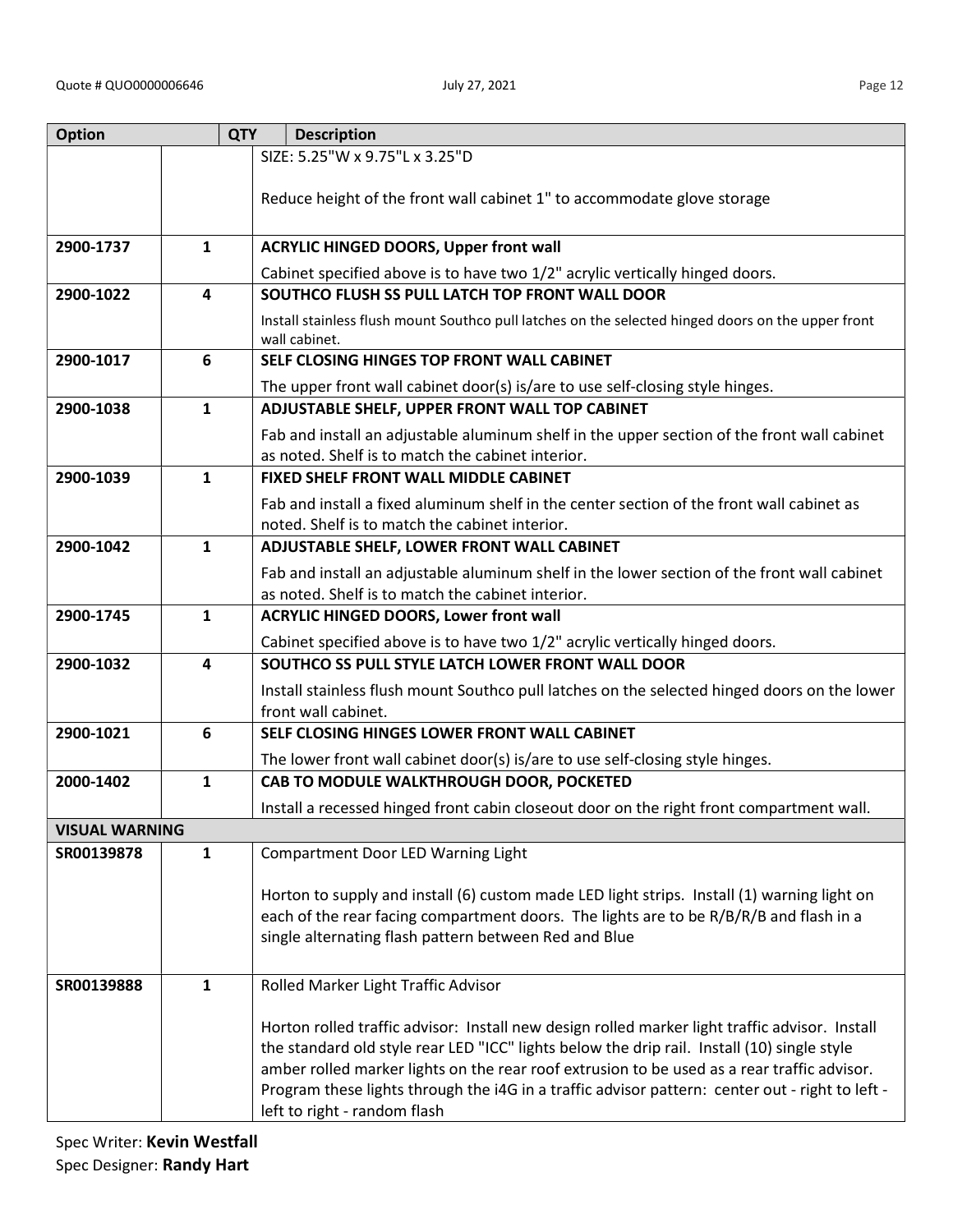| Option | | QTY | Description |
|---|---|---|---|
| | | | SIZE: 5.25"W x 9.75"L x 3.25"D<br><br>Reduce height of the front wall cabinet 1" to accommodate glove storage |
| 2900-1737 | 1 | | **ACRYLIC HINGED DOORS, Upper front wall**<br>Cabinet specified above is to have two 1/2" acrylic vertically hinged doors. |
| 2900-1022 | 4 | | **SOUTHCO FLUSH SS PULL LATCH TOP FRONT WALL DOOR**<br>Install stainless flush mount Southco pull latches on the selected hinged doors on the upper front wall cabinet. |
| 2900-1017 | 6 | | **SELF CLOSING HINGES TOP FRONT WALL CABINET**<br>The upper front wall cabinet door(s) is/are to use self-closing style hinges. |
| 2900-1038 | 1 | | **ADJUSTABLE SHELF, UPPER FRONT WALL TOP CABINET**<br>Fab and install an adjustable aluminum shelf in the upper section of the front wall cabinet as noted. Shelf is to match the cabinet interior. |
| 2900-1039 | 1 | | **FIXED SHELF FRONT WALL MIDDLE CABINET**<br>Fab and install a fixed aluminum shelf in the center section of the front wall cabinet as noted. Shelf is to match the cabinet interior. |
| 2900-1042 | 1 | | **ADJUSTABLE SHELF, LOWER FRONT WALL CABINET**<br>Fab and install an adjustable aluminum shelf in the lower section of the front wall cabinet as noted. Shelf is to match the cabinet interior. |
| 2900-1745 | 1 | | **ACRYLIC HINGED DOORS, Lower front wall**<br>Cabinet specified above is to have two 1/2" acrylic vertically hinged doors. |
| 2900-1032 | 4 | | **SOUTHCO SS PULL STYLE LATCH LOWER FRONT WALL DOOR**<br>Install stainless flush mount Southco pull latches on the selected hinged doors on the lower front wall cabinet. |
| 2900-1021 | 6 | | **SELF CLOSING HINGES LOWER FRONT WALL CABINET**<br>The lower front wall cabinet door(s) is/are to use self-closing style hinges. |
| 2000-1402 | 1 | | **CAB TO MODULE WALKTHROUGH DOOR, POCKETED**<br>Install a recessed hinged front cabin closeout door on the right front compartment wall. |
| **VISUAL WARNING** | | | |
| SR00139878 | 1 | | Compartment Door LED Warning Light<br><br>Horton to supply and install (6) custom made LED light strips. Install (1) warning light on each of the rear facing compartment doors. The lights are to be R/B/R/B and flash in a single alternating flash pattern between Red and Blue |
| SR00139888 | 1 | | Rolled Marker Light Traffic Advisor<br><br>Horton rolled traffic advisor: Install new design rolled marker light traffic advisor. Install the standard old style rear LED "ICC" lights below the drip rail. Install (10) single style amber rolled marker lights on the rear roof extrusion to be used as a rear traffic advisor. Program these lights through the i4G in a traffic advisor pattern: center out - right to left - left to right - random flash |

Spec Writer: **Kevin Westfall**
Spec Designer: **Randy Hart**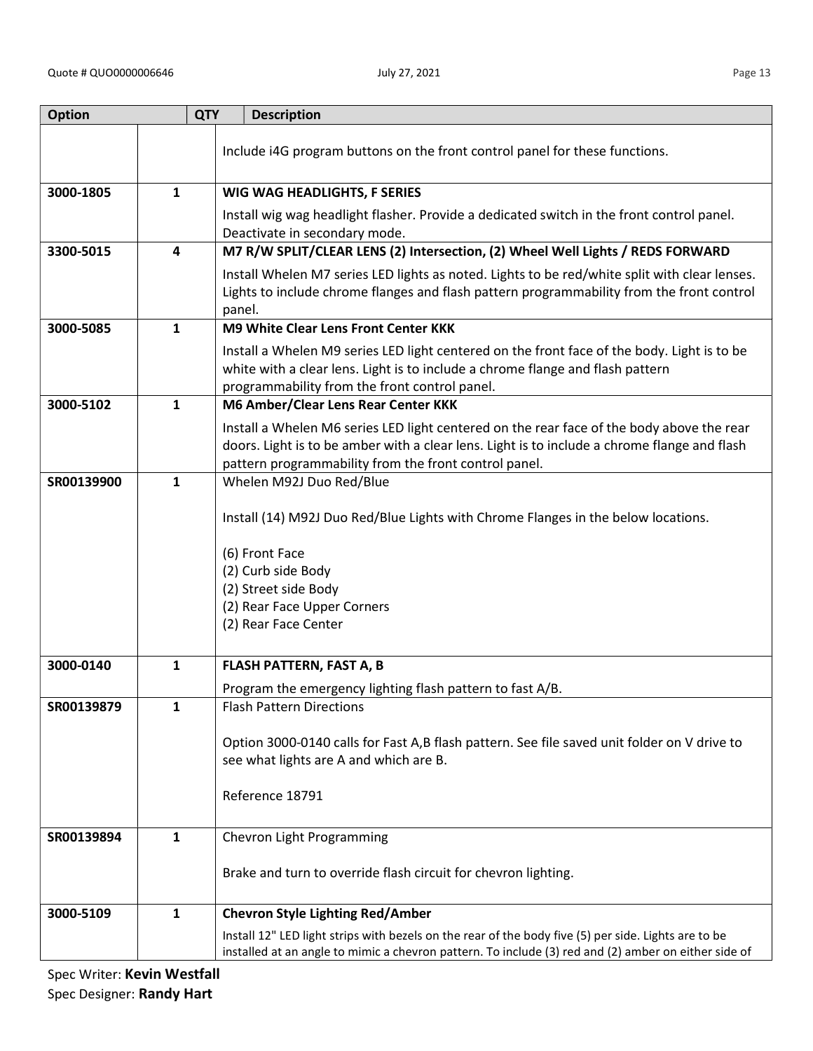| Option | QTY | Description |
|---|---|---|
| | | Include i4G program buttons on the front control panel for these functions. |
| 3000-1805 | 1 | **WIG WAG HEADLIGHTS, F SERIES**<br><br>Install wig wag headlight flasher. Provide a dedicated switch in the front control panel. Deactivate in secondary mode. |
| 3300-5015 | 4 | **M7 R/W SPLIT/CLEAR LENS (2) Intersection, (2) Wheel Well Lights / REDS FORWARD**<br><br>Install Whelen M7 series LED lights as noted. Lights to be red/white split with clear lenses. Lights to include chrome flanges and flash pattern programmability from the front control panel. |
| 3000-5085 | 1 | **M9 White Clear Lens Front Center KKK**<br><br>Install a Whelen M9 series LED light centered on the front face of the body. Light is to be white with a clear lens. Light is to include a chrome flange and flash pattern programmability from the front control panel. |
| 3000-5102 | 1 | **M6 Amber/Clear Lens Rear Center KKK**<br><br>Install a Whelen M6 series LED light centered on the rear face of the body above the rear doors. Light is to be amber with a clear lens. Light is to include a chrome flange and flash pattern programmability from the front control panel. |
| SR00139900 | 1 | Whelen M92J Duo Red/Blue<br><br>Install (14) M92J Duo Red/Blue Lights with Chrome Flanges in the below locations.<br><br>(6) Front Face<br>(2) Curb side Body<br>(2) Street side Body<br>(2) Rear Face Upper Corners<br>(2) Rear Face Center |
| 3000-0140 | 1 | **FLASH PATTERN, FAST A, B**<br><br>Program the emergency lighting flash pattern to fast A/B. |
| SR00139879 | 1 | Flash Pattern Directions<br><br>Option 3000-0140 calls for Fast A,B flash pattern. See file saved unit folder on V drive to see what lights are A and which are B.<br><br>Reference 18791 |
| SR00139894 | 1 | Chevron Light Programming<br><br>Brake and turn to override flash circuit for chevron lighting. |
| 3000-5109 | 1 | **Chevron Style Lighting Red/Amber**<br><br>Install 12" LED light strips with bezels on the rear of the body five (5) per side. Lights are to be installed at an angle to mimic a chevron pattern. To include (3) red and (2) amber on either side of |

Spec Writer: **Kevin Westfall**
Spec Designer: **Randy Hart**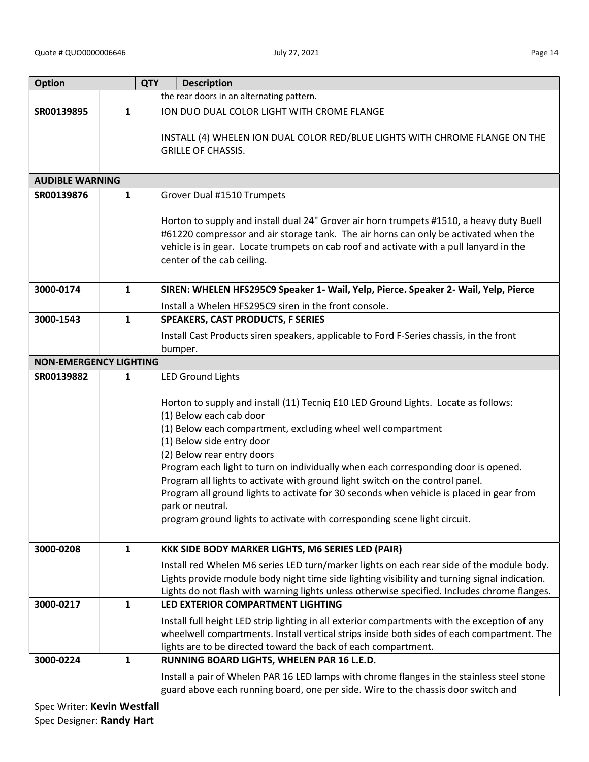| Option | QTY | Description |
|---|---|---|
| | | the rear doors in an alternating pattern. |
| SR00139895 | 1 | ION DUO DUAL COLOR LIGHT WITH CROME FLANGE<br><br>INSTALL (4) WHELEN ION DUAL COLOR RED/BLUE LIGHTS WITH CHROME FLANGE ON THE GRILLE OF CHASSIS. |
| **AUDIBLE WARNING** | | |
| SR00139876 | 1 | Grover Dual #1510 Trumpets<br><br>Horton to supply and install dual 24" Grover air horn trumpets #1510, a heavy duty Buell #61220 compressor and air storage tank. The air horns can only be activated when the vehicle is in gear. Locate trumpets on cab roof and activate with a pull lanyard in the center of the cab ceiling. |
| 3000-0174 | 1 | **SIREN: WHELEN HFS295C9 Speaker 1- Wail, Yelp, Pierce. Speaker 2- Wail, Yelp, Pierce**<br>Install a Whelen HFS295C9 siren in the front console. |
| 3000-1543 | 1 | **SPEAKERS, CAST PRODUCTS, F SERIES**<br>Install Cast Products siren speakers, applicable to Ford F-Series chassis, in the front bumper. |
| **NON-EMERGENCY LIGHTING** | | |
| SR00139882 | 1 | LED Ground Lights<br><br>Horton to supply and install (11) Tecniq E10 LED Ground Lights. Locate as follows:<br>(1) Below each cab door<br>(1) Below each compartment, excluding wheel well compartment<br>(1) Below side entry door<br>(2) Below rear entry doors<br>Program each light to turn on individually when each corresponding door is opened.<br>Program all lights to activate with ground light switch on the control panel.<br>Program all ground lights to activate for 30 seconds when vehicle is placed in gear from park or neutral.<br>program ground lights to activate with corresponding scene light circuit. |
| 3000-0208 | 1 | **KKK SIDE BODY MARKER LIGHTS, M6 SERIES LED (PAIR)**<br>Install red Whelen M6 series LED turn/marker lights on each rear side of the module body. Lights provide module body night time side lighting visibility and turning signal indication. Lights do not flash with warning lights unless otherwise specified. Includes chrome flanges. |
| 3000-0217 | 1 | **LED EXTERIOR COMPARTMENT LIGHTING**<br>Install full height LED strip lighting in all exterior compartments with the exception of any wheelwell compartments. Install vertical strips inside both sides of each compartment. The lights are to be directed toward the back of each compartment. |
| 3000-0224 | 1 | **RUNNING BOARD LIGHTS, WHELEN PAR 16 L.E.D.**<br>Install a pair of Whelen PAR 16 LED lamps with chrome flanges in the stainless steel stone guard above each running board, one per side. Wire to the chassis door switch and |

Spec Writer: **Kevin Westfall**
Spec Designer: **Randy Hart**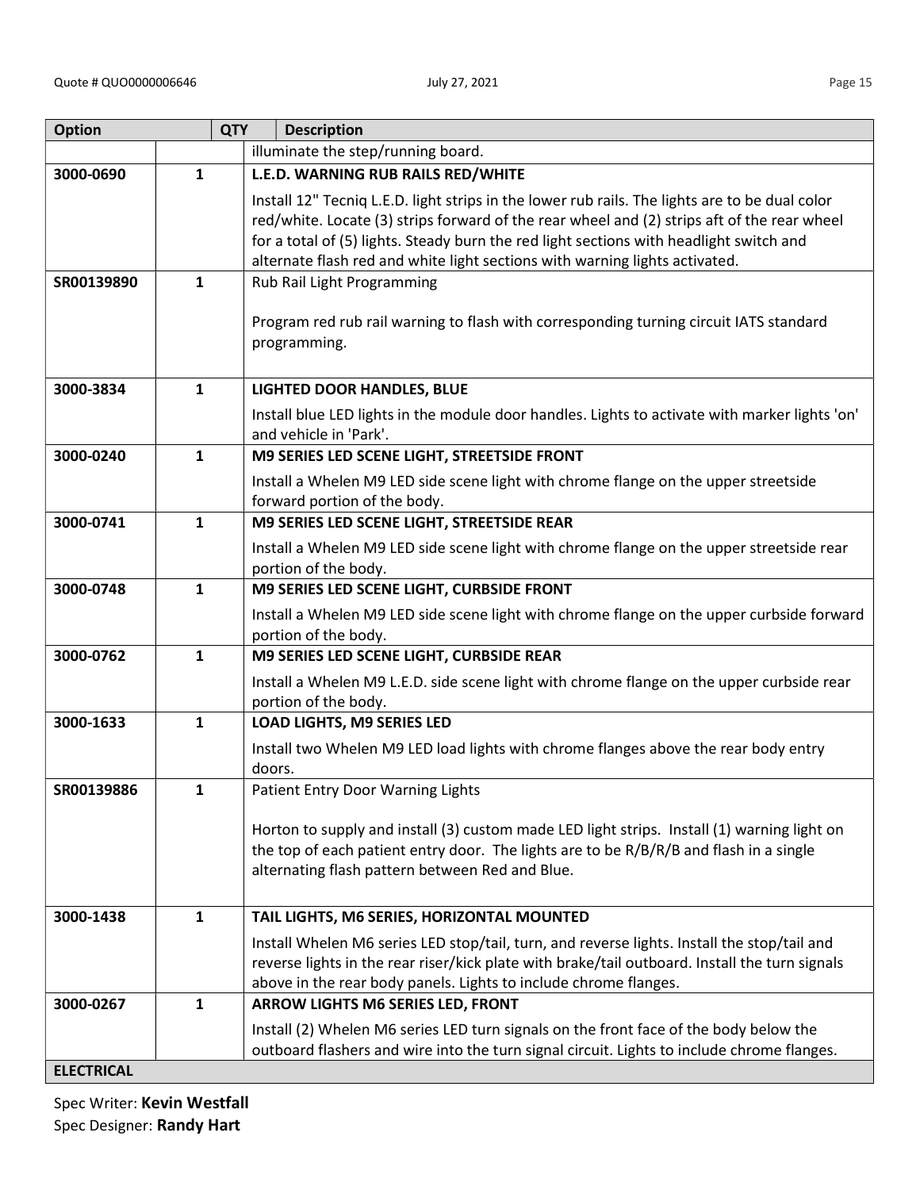| Option | QTY | Description |
|---|---|---|
| | | illuminate the step/running board. |
| 3000-0690 | 1 | **L.E.D. WARNING RUB RAILS RED/WHITE**<br><br>Install 12" Tecniq L.E.D. light strips in the lower rub rails. The lights are to be dual color red/white. Locate (3) strips forward of the rear wheel and (2) strips aft of the rear wheel for a total of (5) lights. Steady burn the red light sections with headlight switch and alternate flash red and white light sections with warning lights activated. |
| SR00139890 | 1 | Rub Rail Light Programming<br><br>Program red rub rail warning to flash with corresponding turning circuit IATS standard programming. |
| 3000-3834 | 1 | **LIGHTED DOOR HANDLES, BLUE**<br><br>Install blue LED lights in the module door handles. Lights to activate with marker lights 'on' and vehicle in 'Park'. |
| 3000-0240 | 1 | **M9 SERIES LED SCENE LIGHT, STREETSIDE FRONT**<br><br>Install a Whelen M9 LED side scene light with chrome flange on the upper streetside forward portion of the body. |
| 3000-0741 | 1 | **M9 SERIES LED SCENE LIGHT, STREETSIDE REAR**<br><br>Install a Whelen M9 LED side scene light with chrome flange on the upper streetside rear portion of the body. |
| 3000-0748 | 1 | **M9 SERIES LED SCENE LIGHT, CURBSIDE FRONT**<br><br>Install a Whelen M9 LED side scene light with chrome flange on the upper curbside forward portion of the body. |
| 3000-0762 | 1 | **M9 SERIES LED SCENE LIGHT, CURBSIDE REAR**<br><br>Install a Whelen M9 L.E.D. side scene light with chrome flange on the upper curbside rear portion of the body. |
| 3000-1633 | 1 | **LOAD LIGHTS, M9 SERIES LED**<br><br>Install two Whelen M9 LED load lights with chrome flanges above the rear body entry doors. |
| SR00139886 | 1 | Patient Entry Door Warning Lights<br><br>Horton to supply and install (3) custom made LED light strips. Install (1) warning light on the top of each patient entry door. The lights are to be R/B/R/B and flash in a single alternating flash pattern between Red and Blue. |
| 3000-1438 | 1 | **TAIL LIGHTS, M6 SERIES, HORIZONTAL MOUNTED**<br><br>Install Whelen M6 series LED stop/tail, turn, and reverse lights. Install the stop/tail and reverse lights in the rear riser/kick plate with brake/tail outboard. Install the turn signals above in the rear body panels. Lights to include chrome flanges. |
| 3000-0267 | 1 | **ARROW LIGHTS M6 SERIES LED, FRONT**<br><br>Install (2) Whelen M6 series LED turn signals on the front face of the body below the outboard flashers and wire into the turn signal circuit. Lights to include chrome flanges. |
| **ELECTRICAL** | | |

Spec Writer: **Kevin Westfall**
Spec Designer: **Randy Hart**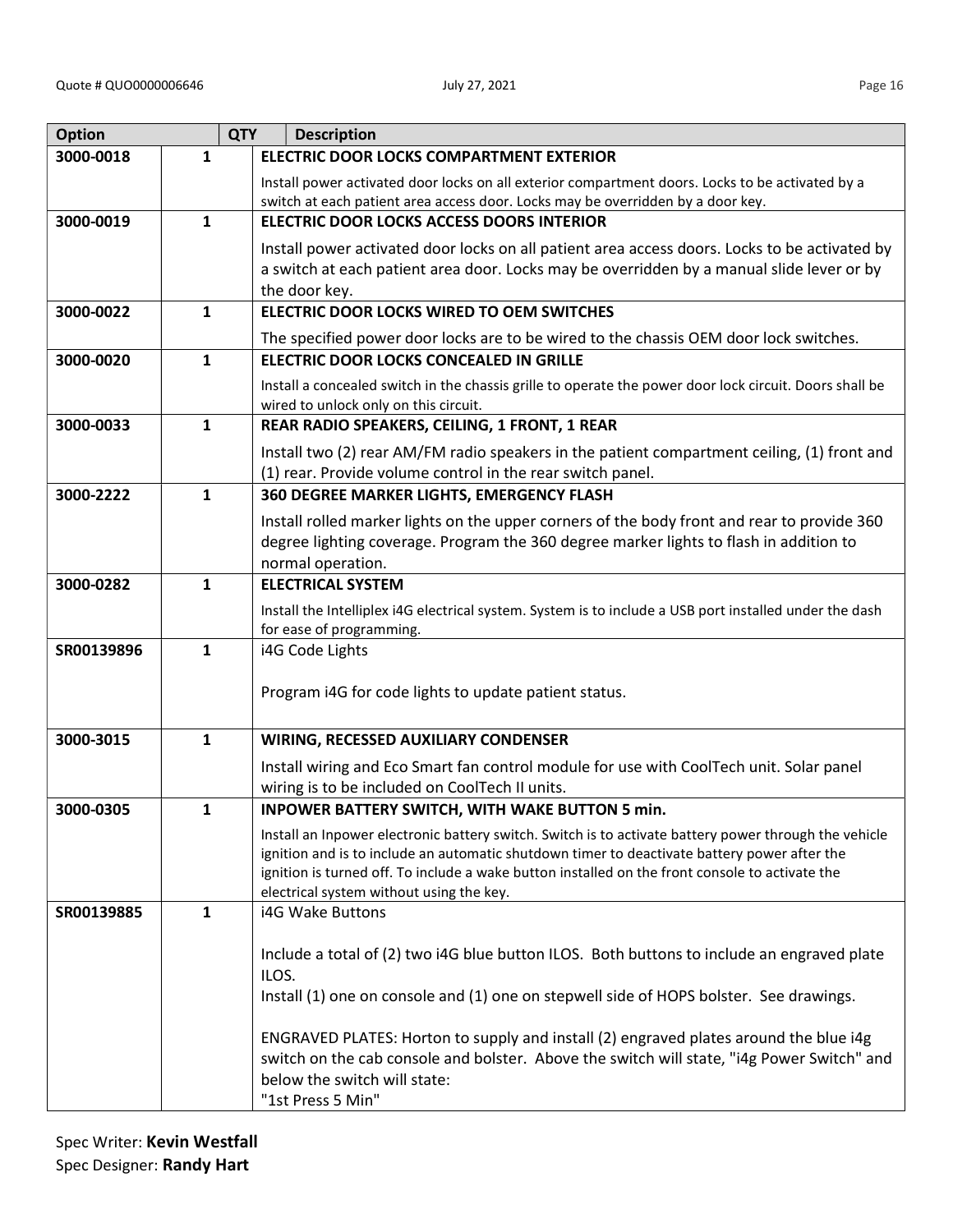| Option | QTY | Description |
|---|---|---|
| 3000-0018 | 1 | **ELECTRIC DOOR LOCKS COMPARTMENT EXTERIOR**<br><br>Install power activated door locks on all exterior compartment doors. Locks to be activated by a switch at each patient area access door. Locks may be overridden by a door key. |
| 3000-0019 | 1 | **ELECTRIC DOOR LOCKS ACCESS DOORS INTERIOR**<br><br>Install power activated door locks on all patient area access doors. Locks to be activated by a switch at each patient area door. Locks may be overridden by a manual slide lever or by the door key. |
| 3000-0022 | 1 | **ELECTRIC DOOR LOCKS WIRED TO OEM SWITCHES**<br><br>The specified power door locks are to be wired to the chassis OEM door lock switches. |
| 3000-0020 | 1 | **ELECTRIC DOOR LOCKS CONCEALED IN GRILLE**<br><br>Install a concealed switch in the chassis grille to operate the power door lock circuit. Doors shall be wired to unlock only on this circuit. |
| 3000-0033 | 1 | **REAR RADIO SPEAKERS, CEILING, 1 FRONT, 1 REAR**<br><br>Install two (2) rear AM/FM radio speakers in the patient compartment ceiling, (1) front and (1) rear. Provide volume control in the rear switch panel. |
| 3000-2222 | 1 | **360 DEGREE MARKER LIGHTS, EMERGENCY FLASH**<br><br>Install rolled marker lights on the upper corners of the body front and rear to provide 360 degree lighting coverage. Program the 360 degree marker lights to flash in addition to normal operation. |
| 3000-0282 | 1 | **ELECTRICAL SYSTEM**<br><br>Install the Intelliplex i4G electrical system. System is to include a USB port installed under the dash for ease of programming. |
| SR00139896 | 1 | i4G Code Lights<br><br>Program i4G for code lights to update patient status. |
| 3000-3015 | 1 | **WIRING, RECESSED AUXILIARY CONDENSER**<br><br>Install wiring and Eco Smart fan control module for use with CoolTech unit. Solar panel wiring is to be included on CoolTech II units. |
| 3000-0305 | 1 | **INPOWER BATTERY SWITCH, WITH WAKE BUTTON 5 min.**<br><br>Install an Inpower electronic battery switch. Switch is to activate battery power through the vehicle ignition and is to include an automatic shutdown timer to deactivate battery power after the ignition is turned off. To include a wake button installed on the front console to activate the electrical system without using the key. |
| SR00139885 | 1 | i4G Wake Buttons<br><br>Include a total of (2) two i4G blue button ILOS. Both buttons to include an engraved plate ILOS.<br>Install (1) one on console and (1) one on stepwell side of HOPS bolster. See drawings.<br><br>ENGRAVED PLATES: Horton to supply and install (2) engraved plates around the blue i4g switch on the cab console and bolster. Above the switch will state, "i4g Power Switch" and below the switch will state:<br>"1st Press 5 Min" |

Spec Writer: **Kevin Westfall**
Spec Designer: **Randy Hart**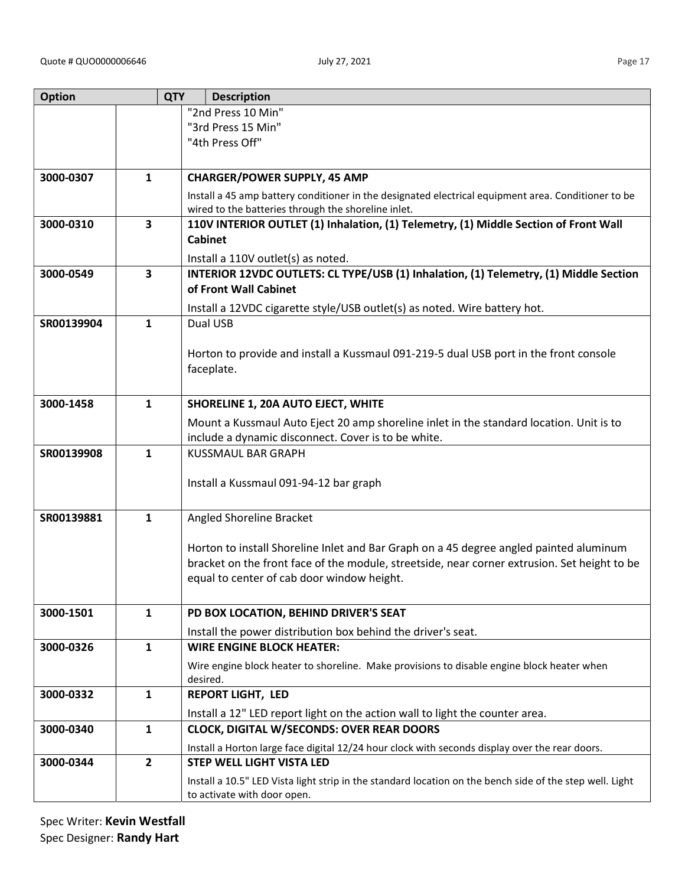| Option | QTY | Description |
| --- | --- | --- |
| | | "2nd Press 10 Min"<br>"3rd Press 15 Min"<br>"4th Press Off" |
| 3000-0307 | 1 | **CHARGER/POWER SUPPLY, 45 AMP**<br>Install a 45 amp battery conditioner in the designated electrical equipment area. Conditioner to be wired to the batteries through the shoreline inlet. |
| 3000-0310 | 3 | **110V INTERIOR OUTLET (1) Inhalation, (1) Telemetry, (1) Middle Section of Front Wall Cabinet**<br>Install a 110V outlet(s) as noted. |
| 3000-0549 | 3 | **INTERIOR 12VDC OUTLETS: CL TYPE/USB (1) Inhalation, (1) Telemetry, (1) Middle Section of Front Wall Cabinet**<br>Install a 12VDC cigarette style/USB outlet(s) as noted. Wire battery hot. |
| SR00139904 | 1 | Dual USB<br><br>Horton to provide and install a Kussmaul 091-219-5 dual USB port in the front console faceplate. |
| 3000-1458 | 1 | **SHORELINE 1, 20A AUTO EJECT, WHITE**<br>Mount a Kussmaul Auto Eject 20 amp shoreline inlet in the standard location. Unit is to include a dynamic disconnect. Cover is to be white. |
| SR00139908 | 1 | KUSSMAUL BAR GRAPH<br><br>Install a Kussmaul 091-94-12 bar graph |
| SR00139881 | 1 | Angled Shoreline Bracket<br><br>Horton to install Shoreline Inlet and Bar Graph on a 45 degree angled painted aluminum bracket on the front face of the module, streetside, near corner extrusion. Set height to be equal to center of cab door window height. |
| 3000-1501 | 1 | **PD BOX LOCATION, BEHIND DRIVER'S SEAT**<br>Install the power distribution box behind the driver's seat. |
| 3000-0326 | 1 | **WIRE ENGINE BLOCK HEATER:**<br>Wire engine block heater to shoreline. Make provisions to disable engine block heater when desired. |
| 3000-0332 | 1 | **REPORT LIGHT, LED**<br>Install a 12" LED report light on the action wall to light the counter area. |
| 3000-0340 | 1 | **CLOCK, DIGITAL W/SECONDS: OVER REAR DOORS**<br>Install a Horton large face digital 12/24 hour clock with seconds display over the rear doors. |
| 3000-0344 | 2 | **STEP WELL LIGHT VISTA LED**<br>Install a 10.5" LED Vista light strip in the standard location on the bench side of the step well. Light to activate with door open. |

Spec Writer: **Kevin Westfall**
Spec Designer: **Randy Hart**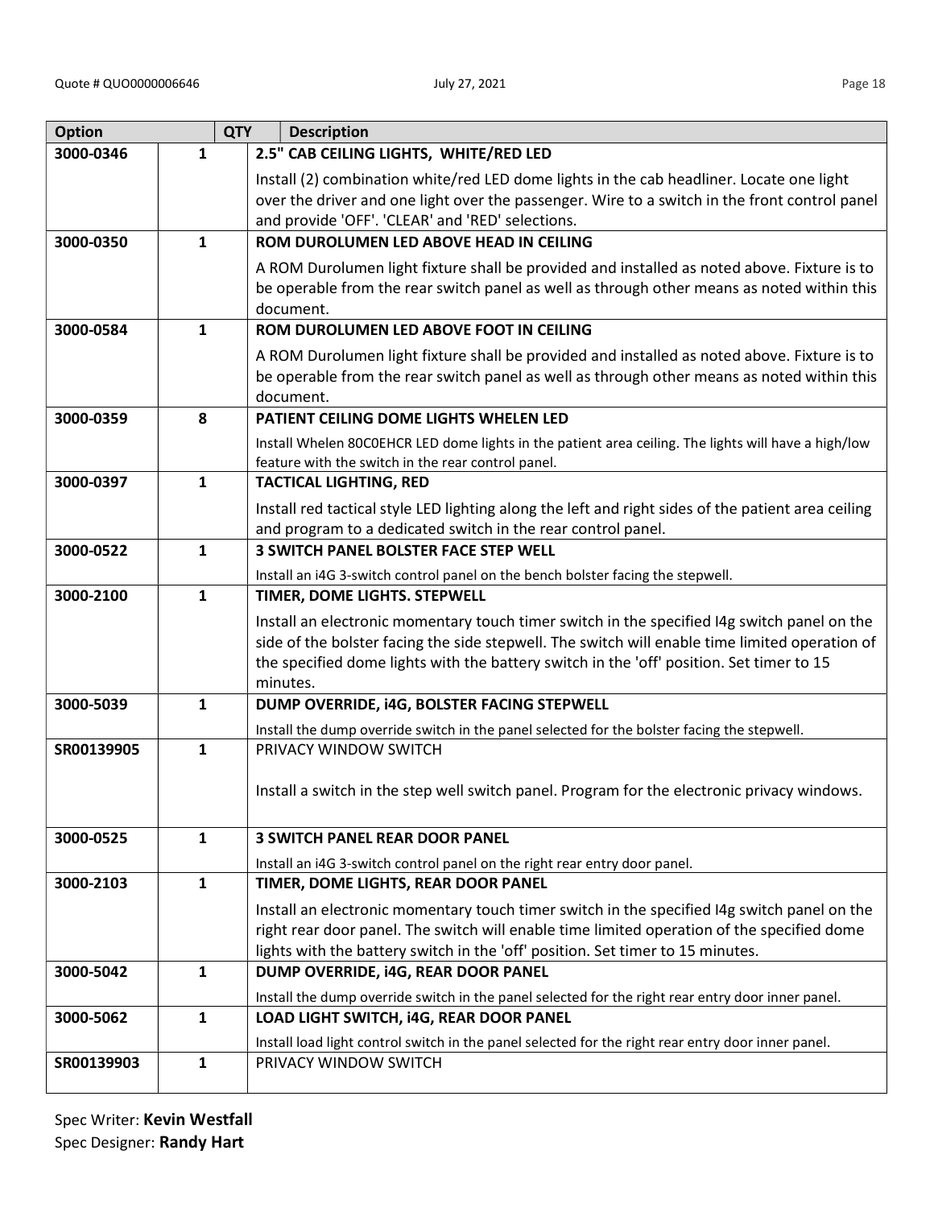| Option | QTY | Description |
|---|---|---|
| 3000-0346 | 1 | **2.5" CAB CEILING LIGHTS, WHITE/RED LED**<br>Install (2) combination white/red LED dome lights in the cab headliner. Locate one light over the driver and one light over the passenger. Wire to a switch in the front control panel and provide 'OFF'. 'CLEAR' and 'RED' selections. |
| 3000-0350 | 1 | **ROM DUROLUMEN LED ABOVE HEAD IN CEILING**<br>A ROM Durolumen light fixture shall be provided and installed as noted above. Fixture is to be operable from the rear switch panel as well as through other means as noted within this document. |
| 3000-0584 | 1 | **ROM DUROLUMEN LED ABOVE FOOT IN CEILING**<br>A ROM Durolumen light fixture shall be provided and installed as noted above. Fixture is to be operable from the rear switch panel as well as through other means as noted within this document. |
| 3000-0359 | 8 | **PATIENT CEILING DOME LIGHTS WHELEN LED**<br>Install Whelen 80C0EHCR LED dome lights in the patient area ceiling. The lights will have a high/low feature with the switch in the rear control panel. |
| 3000-0397 | 1 | **TACTICAL LIGHTING, RED**<br>Install red tactical style LED lighting along the left and right sides of the patient area ceiling and program to a dedicated switch in the rear control panel. |
| 3000-0522 | 1 | **3 SWITCH PANEL BOLSTER FACE STEP WELL**<br>Install an i4G 3-switch control panel on the bench bolster facing the stepwell. |
| 3000-2100 | 1 | **TIMER, DOME LIGHTS. STEPWELL**<br>Install an electronic momentary touch timer switch in the specified I4g switch panel on the side of the bolster facing the side stepwell. The switch will enable time limited operation of the specified dome lights with the battery switch in the 'off' position. Set timer to 15 minutes. |
| 3000-5039 | 1 | **DUMP OVERRIDE, i4G, BOLSTER FACING STEPWELL**<br>Install the dump override switch in the panel selected for the bolster facing the stepwell. |
| SR00139905 | 1 | PRIVACY WINDOW SWITCH<br>Install a switch in the step well switch panel. Program for the electronic privacy windows. |
| 3000-0525 | 1 | **3 SWITCH PANEL REAR DOOR PANEL**<br>Install an i4G 3-switch control panel on the right rear entry door panel. |
| 3000-2103 | 1 | **TIMER, DOME LIGHTS, REAR DOOR PANEL**<br>Install an electronic momentary touch timer switch in the specified I4g switch panel on the right rear door panel. The switch will enable time limited operation of the specified dome lights with the battery switch in the 'off' position. Set timer to 15 minutes. |
| 3000-5042 | 1 | **DUMP OVERRIDE, i4G, REAR DOOR PANEL**<br>Install the dump override switch in the panel selected for the right rear entry door inner panel. |
| 3000-5062 | 1 | **LOAD LIGHT SWITCH, i4G, REAR DOOR PANEL**<br>Install load light control switch in the panel selected for the right rear entry door inner panel. |
| SR00139903 | 1 | PRIVACY WINDOW SWITCH |

Spec Writer: **Kevin Westfall**
Spec Designer: **Randy Hart**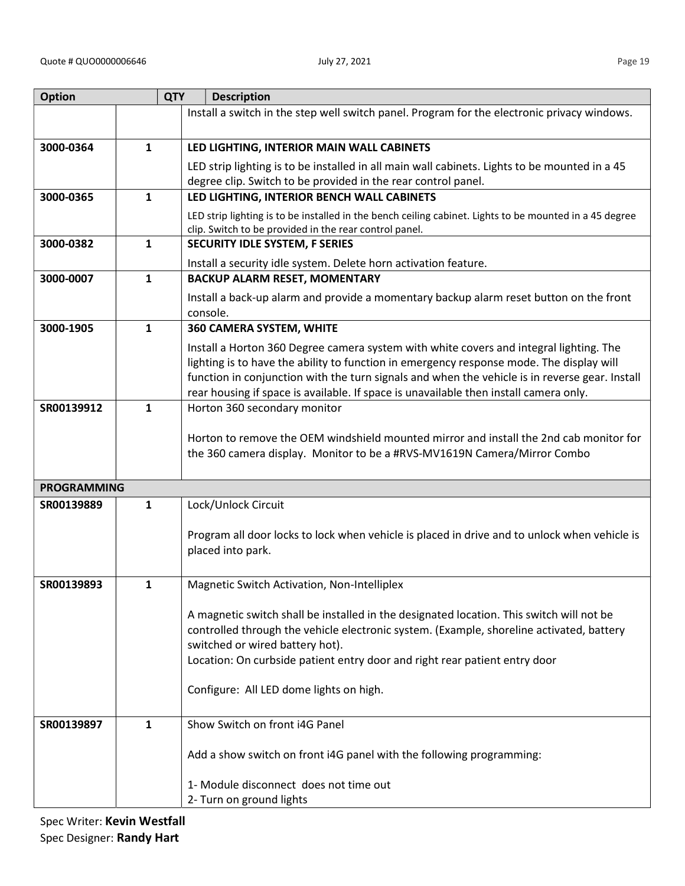| Option | QTY | Description |
|---|---|---|
| | | Install a switch in the step well switch panel. Program for the electronic privacy windows. |
| 3000-0364 | 1 | **LED LIGHTING, INTERIOR MAIN WALL CABINETS**<br><br>LED strip lighting is to be installed in all main wall cabinets. Lights to be mounted in a 45 degree clip. Switch to be provided in the rear control panel. |
| 3000-0365 | 1 | **LED LIGHTING, INTERIOR BENCH WALL CABINETS**<br><br>LED strip lighting is to be installed in the bench ceiling cabinet. Lights to be mounted in a 45 degree clip. Switch to be provided in the rear control panel. |
| 3000-0382 | 1 | **SECURITY IDLE SYSTEM, F SERIES**<br><br>Install a security idle system. Delete horn activation feature. |
| 3000-0007 | 1 | **BACKUP ALARM RESET, MOMENTARY**<br><br>Install a back-up alarm and provide a momentary backup alarm reset button on the front console. |
| 3000-1905 | 1 | **360 CAMERA SYSTEM, WHITE**<br><br>Install a Horton 360 Degree camera system with white covers and integral lighting. The lighting is to have the ability to function in emergency response mode. The display will function in conjunction with the turn signals and when the vehicle is in reverse gear. Install rear housing if space is available. If space is unavailable then install camera only. |
| SR00139912 | 1 | Horton 360 secondary monitor<br><br>Horton to remove the OEM windshield mounted mirror and install the 2nd cab monitor for the 360 camera display. Monitor to be a #RVS-MV1619N Camera/Mirror Combo |
| **PROGRAMMING** | | |
| SR00139889 | 1 | Lock/Unlock Circuit<br><br>Program all door locks to lock when vehicle is placed in drive and to unlock when vehicle is placed into park. |
| SR00139893 | 1 | Magnetic Switch Activation, Non-Intelliplex<br><br>A magnetic switch shall be installed in the designated location. This switch will not be controlled through the vehicle electronic system. (Example, shoreline activated, battery switched or wired battery hot).<br>Location: On curbside patient entry door and right rear patient entry door<br><br>Configure: All LED dome lights on high. |
| SR00139897 | 1 | Show Switch on front i4G Panel<br><br>Add a show switch on front i4G panel with the following programming:<br><br>1- Module disconnect does not time out<br>2- Turn on ground lights |

Spec Writer: **Kevin Westfall**
Spec Designer: **Randy Hart**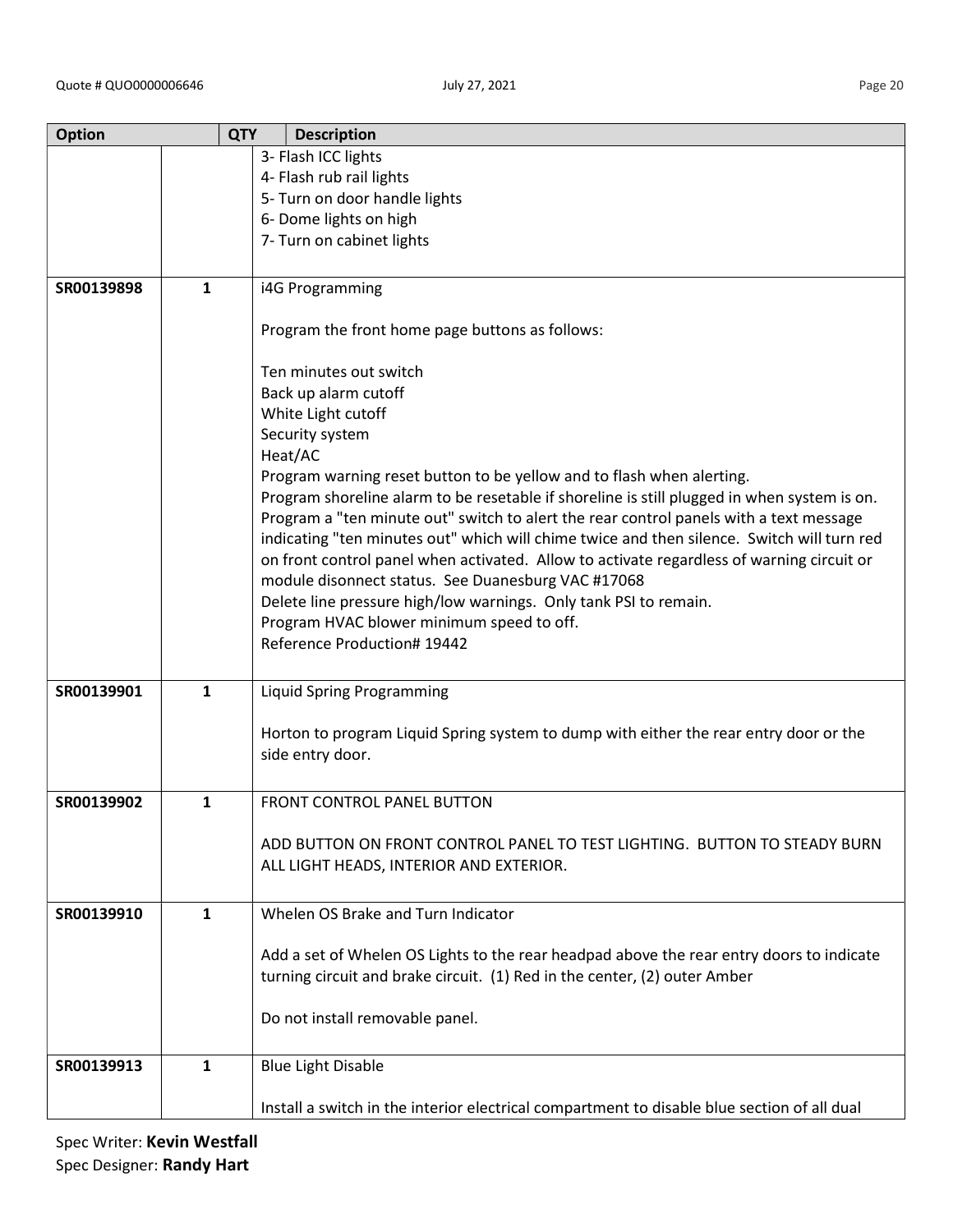| Option | QTY | Description |
|---|---|---|
| | | 3- Flash ICC lights<br>4- Flash rub rail lights<br>5- Turn on door handle lights<br>6- Dome lights on high<br>7- Turn on cabinet lights |
| SR00139898 | 1 | i4G Programming<br><br>Program the front home page buttons as follows:<br><br>Ten minutes out switch<br>Back up alarm cutoff<br>White Light cutoff<br>Security system<br>Heat/AC<br>Program warning reset button to be yellow and to flash when alerting.<br>Program shoreline alarm to be resetable if shoreline is still plugged in when system is on.<br>Program a "ten minute out" switch to alert the rear control panels with a text message indicating "ten minutes out" which will chime twice and then silence. Switch will turn red on front control panel when activated. Allow to activate regardless of warning circuit or module disonnect status. See Duanesburg VAC #17068<br>Delete line pressure high/low warnings. Only tank PSI to remain.<br>Program HVAC blower minimum speed to off.<br>Reference Production# 19442 |
| SR00139901 | 1 | Liquid Spring Programming<br><br>Horton to program Liquid Spring system to dump with either the rear entry door or the side entry door. |
| SR00139902 | 1 | FRONT CONTROL PANEL BUTTON<br><br>ADD BUTTON ON FRONT CONTROL PANEL TO TEST LIGHTING. BUTTON TO STEADY BURN ALL LIGHT HEADS, INTERIOR AND EXTERIOR. |
| SR00139910 | 1 | Whelen OS Brake and Turn Indicator<br><br>Add a set of Whelen OS Lights to the rear headpad above the rear entry doors to indicate turning circuit and brake circuit. (1) Red in the center, (2) outer Amber<br><br>Do not install removable panel. |
| SR00139913 | 1 | Blue Light Disable<br><br>Install a switch in the interior electrical compartment to disable blue section of all dual |

Spec Writer: **Kevin Westfall**
Spec Designer: **Randy Hart**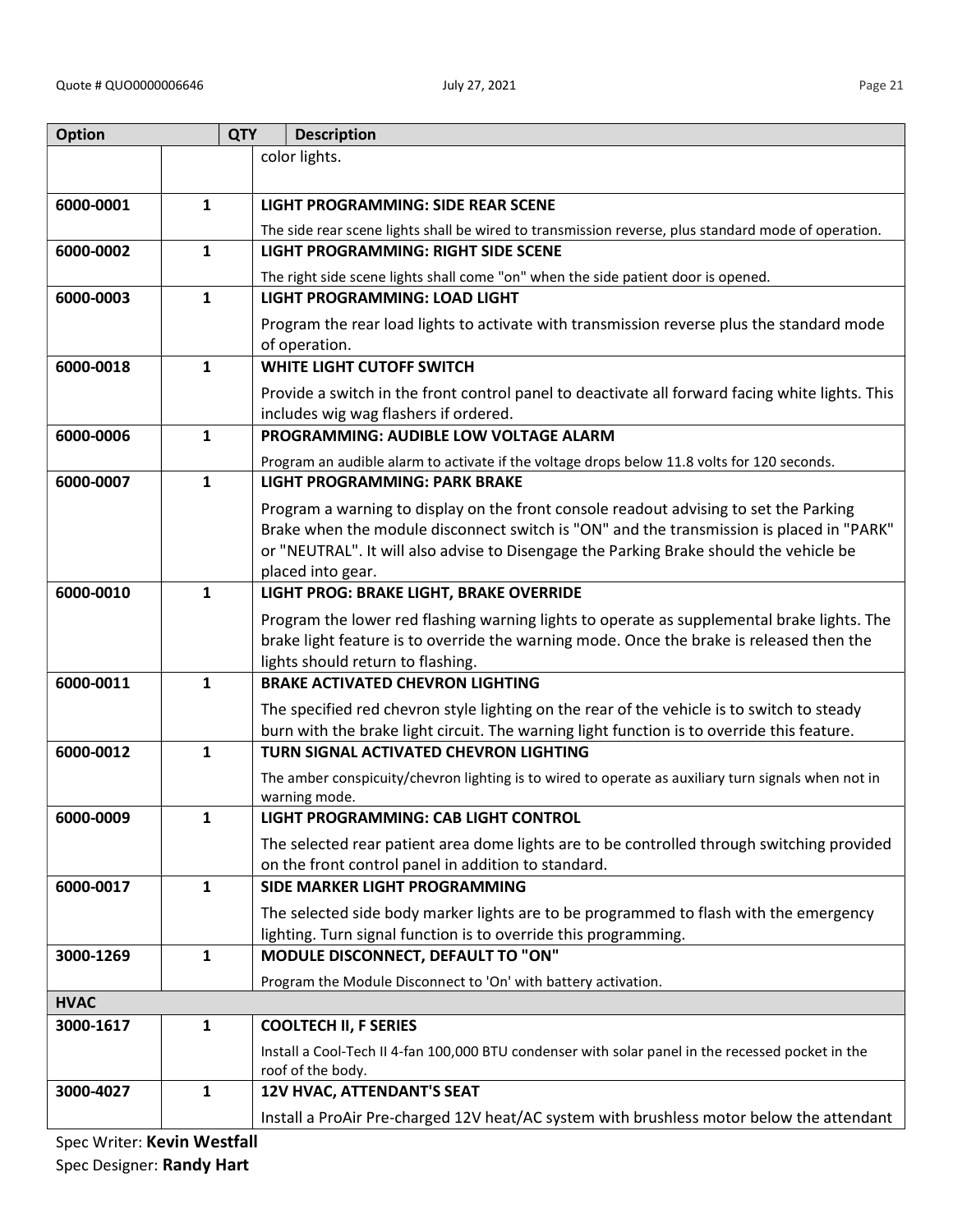| Option | QTY | Description |
|---|---|---|
| | | color lights. |
| 6000-0001 | 1 | **LIGHT PROGRAMMING: SIDE REAR SCENE**<br>The side rear scene lights shall be wired to transmission reverse, plus standard mode of operation. |
| 6000-0002 | 1 | **LIGHT PROGRAMMING: RIGHT SIDE SCENE**<br>The right side scene lights shall come "on" when the side patient door is opened. |
| 6000-0003 | 1 | **LIGHT PROGRAMMING: LOAD LIGHT**<br>Program the rear load lights to activate with transmission reverse plus the standard mode of operation. |
| 6000-0018 | 1 | **WHITE LIGHT CUTOFF SWITCH**<br>Provide a switch in the front control panel to deactivate all forward facing white lights. This includes wig wag flashers if ordered. |
| 6000-0006 | 1 | **PROGRAMMING: AUDIBLE LOW VOLTAGE ALARM**<br>Program an audible alarm to activate if the voltage drops below 11.8 volts for 120 seconds. |
| 6000-0007 | 1 | **LIGHT PROGRAMMING: PARK BRAKE**<br>Program a warning to display on the front console readout advising to set the Parking Brake when the module disconnect switch is "ON" and the transmission is placed in "PARK" or "NEUTRAL". It will also advise to Disengage the Parking Brake should the vehicle be placed into gear. |
| 6000-0010 | 1 | **LIGHT PROG: BRAKE LIGHT, BRAKE OVERRIDE**<br>Program the lower red flashing warning lights to operate as supplemental brake lights. The brake light feature is to override the warning mode. Once the brake is released then the lights should return to flashing. |
| 6000-0011 | 1 | **BRAKE ACTIVATED CHEVRON LIGHTING**<br>The specified red chevron style lighting on the rear of the vehicle is to switch to steady burn with the brake light circuit. The warning light function is to override this feature. |
| 6000-0012 | 1 | **TURN SIGNAL ACTIVATED CHEVRON LIGHTING**<br>The amber conspicuity/chevron lighting is to wired to operate as auxiliary turn signals when not in warning mode. |
| 6000-0009 | 1 | **LIGHT PROGRAMMING: CAB LIGHT CONTROL**<br>The selected rear patient area dome lights are to be controlled through switching provided on the front control panel in addition to standard. |
| 6000-0017 | 1 | **SIDE MARKER LIGHT PROGRAMMING**<br>The selected side body marker lights are to be programmed to flash with the emergency lighting. Turn signal function is to override this programming. |
| 3000-1269 | 1 | **MODULE DISCONNECT, DEFAULT TO "ON"**<br>Program the Module Disconnect to 'On' with battery activation. |
| **HVAC** | | |
| 3000-1617 | 1 | **COOLTECH II, F SERIES**<br>Install a Cool-Tech II 4-fan 100,000 BTU condenser with solar panel in the recessed pocket in the roof of the body. |
| 3000-4027 | 1 | **12V HVAC, ATTENDANT'S SEAT**<br>Install a ProAir Pre-charged 12V heat/AC system with brushless motor below the attendant |

Spec Writer: **Kevin Westfall**
Spec Designer: **Randy Hart**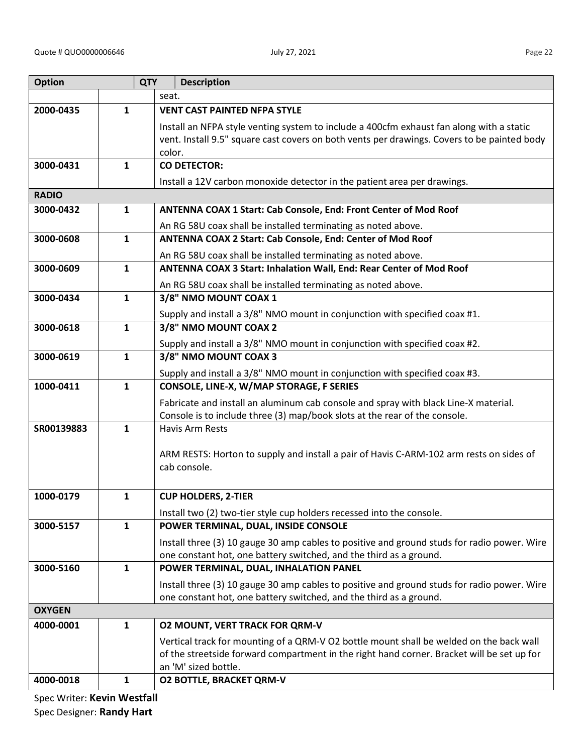| Option | QTY | Description |
|---|---|---|
| | | seat. |
| 2000-0435 | 1 | **VENT CAST PAINTED NFPA STYLE**<br>Install an NFPA style venting system to include a 400cfm exhaust fan along with a static vent. Install 9.5" square cast covers on both vents per drawings. Covers to be painted body color. |
| 3000-0431 | 1 | **CO DETECTOR:**<br>Install a 12V carbon monoxide detector in the patient area per drawings. |
| **RADIO** | | |
| 3000-0432 | 1 | **ANTENNA COAX 1 Start: Cab Console, End: Front Center of Mod Roof**<br>An RG 58U coax shall be installed terminating as noted above. |
| 3000-0608 | 1 | **ANTENNA COAX 2 Start: Cab Console, End: Center of Mod Roof**<br>An RG 58U coax shall be installed terminating as noted above. |
| 3000-0609 | 1 | **ANTENNA COAX 3 Start: Inhalation Wall, End: Rear Center of Mod Roof**<br>An RG 58U coax shall be installed terminating as noted above. |
| 3000-0434 | 1 | **3/8" NMO MOUNT COAX 1**<br>Supply and install a 3/8" NMO mount in conjunction with specified coax #1. |
| 3000-0618 | 1 | **3/8" NMO MOUNT COAX 2**<br>Supply and install a 3/8" NMO mount in conjunction with specified coax #2. |
| 3000-0619 | 1 | **3/8" NMO MOUNT COAX 3**<br>Supply and install a 3/8" NMO mount in conjunction with specified coax #3. |
| 1000-0411 | 1 | **CONSOLE, LINE-X, W/MAP STORAGE, F SERIES**<br>Fabricate and install an aluminum cab console and spray with black Line-X material. Console is to include three (3) map/book slots at the rear of the console. |
| SR00139883 | 1 | Havis Arm Rests<br><br>ARM RESTS: Horton to supply and install a pair of Havis C-ARM-102 arm rests on sides of cab console. |
| 1000-0179 | 1 | **CUP HOLDERS, 2-TIER**<br>Install two (2) two-tier style cup holders recessed into the console. |
| 3000-5157 | 1 | **POWER TERMINAL, DUAL, INSIDE CONSOLE**<br>Install three (3) 10 gauge 30 amp cables to positive and ground studs for radio power. Wire one constant hot, one battery switched, and the third as a ground. |
| 3000-5160 | 1 | **POWER TERMINAL, DUAL, INHALATION PANEL**<br>Install three (3) 10 gauge 30 amp cables to positive and ground studs for radio power. Wire one constant hot, one battery switched, and the third as a ground. |
| **OXYGEN** | | |
| 4000-0001 | 1 | **O2 MOUNT, VERT TRACK FOR QRM-V**<br>Vertical track for mounting of a QRM-V O2 bottle mount shall be welded on the back wall of the streetside forward compartment in the right hand corner. Bracket will be set up for an 'M' sized bottle. |
| 4000-0018 | 1 | **O2 BOTTLE, BRACKET QRM-V** |

Spec Writer: **Kevin Westfall**
Spec Designer: **Randy Hart**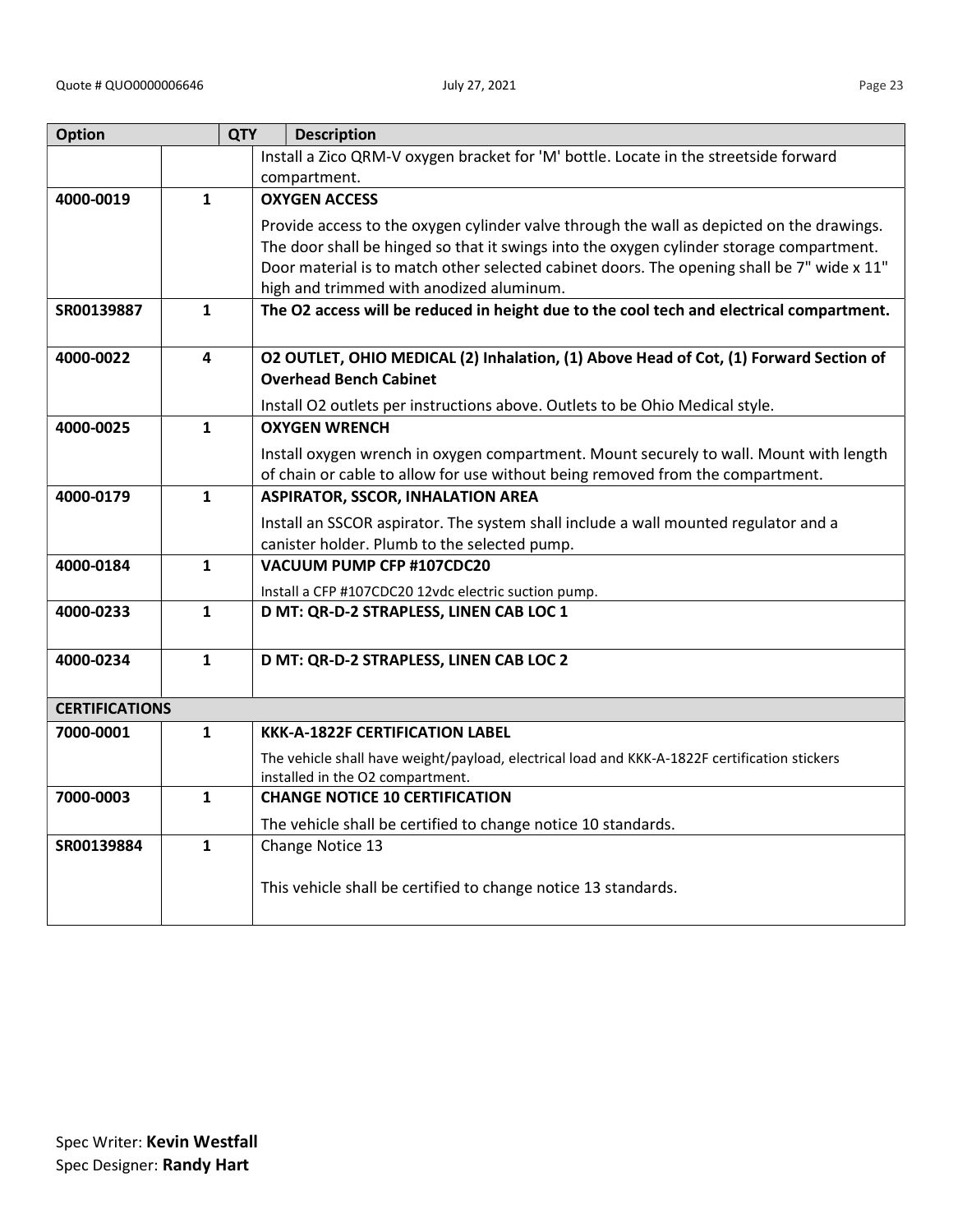| Option | QTY | Description |
|---|---|---|
| | | Install a Zico QRM-V oxygen bracket for 'M' bottle. Locate in the streetside forward compartment. |
| 4000-0019 | 1 | **OXYGEN ACCESS**<br><br>Provide access to the oxygen cylinder valve through the wall as depicted on the drawings. The door shall be hinged so that it swings into the oxygen cylinder storage compartment. Door material is to match other selected cabinet doors. The opening shall be 7" wide x 11" high and trimmed with anodized aluminum. |
| SR00139887 | 1 | **The O2 access will be reduced in height due to the cool tech and electrical compartment.** |
| 4000-0022 | 4 | **O2 OUTLET, OHIO MEDICAL (2) Inhalation, (1) Above Head of Cot, (1) Forward Section of Overhead Bench Cabinet**<br><br>Install O2 outlets per instructions above. Outlets to be Ohio Medical style. |
| 4000-0025 | 1 | **OXYGEN WRENCH**<br><br>Install oxygen wrench in oxygen compartment. Mount securely to wall. Mount with length of chain or cable to allow for use without being removed from the compartment. |
| 4000-0179 | 1 | **ASPIRATOR, SSCOR, INHALATION AREA**<br><br>Install an SSCOR aspirator. The system shall include a wall mounted regulator and a canister holder. Plumb to the selected pump. |
| 4000-0184 | 1 | **VACUUM PUMP CFP #107CDC20**<br><br>Install a CFP #107CDC20 12vdc electric suction pump. |
| 4000-0233 | 1 | **D MT: QR-D-2 STRAPLESS, LINEN CAB LOC 1** |
| 4000-0234 | 1 | **D MT: QR-D-2 STRAPLESS, LINEN CAB LOC 2** |
| **CERTIFICATIONS** | | |
| 7000-0001 | 1 | **KKK-A-1822F CERTIFICATION LABEL**<br><br>The vehicle shall have weight/payload, electrical load and KKK-A-1822F certification stickers installed in the O2 compartment. |
| 7000-0003 | 1 | **CHANGE NOTICE 10 CERTIFICATION**<br><br>The vehicle shall be certified to change notice 10 standards. |
| SR00139884 | 1 | Change Notice 13<br><br>This vehicle shall be certified to change notice 13 standards. |

Spec Writer: **Kevin Westfall**
Spec Designer: **Randy Hart**